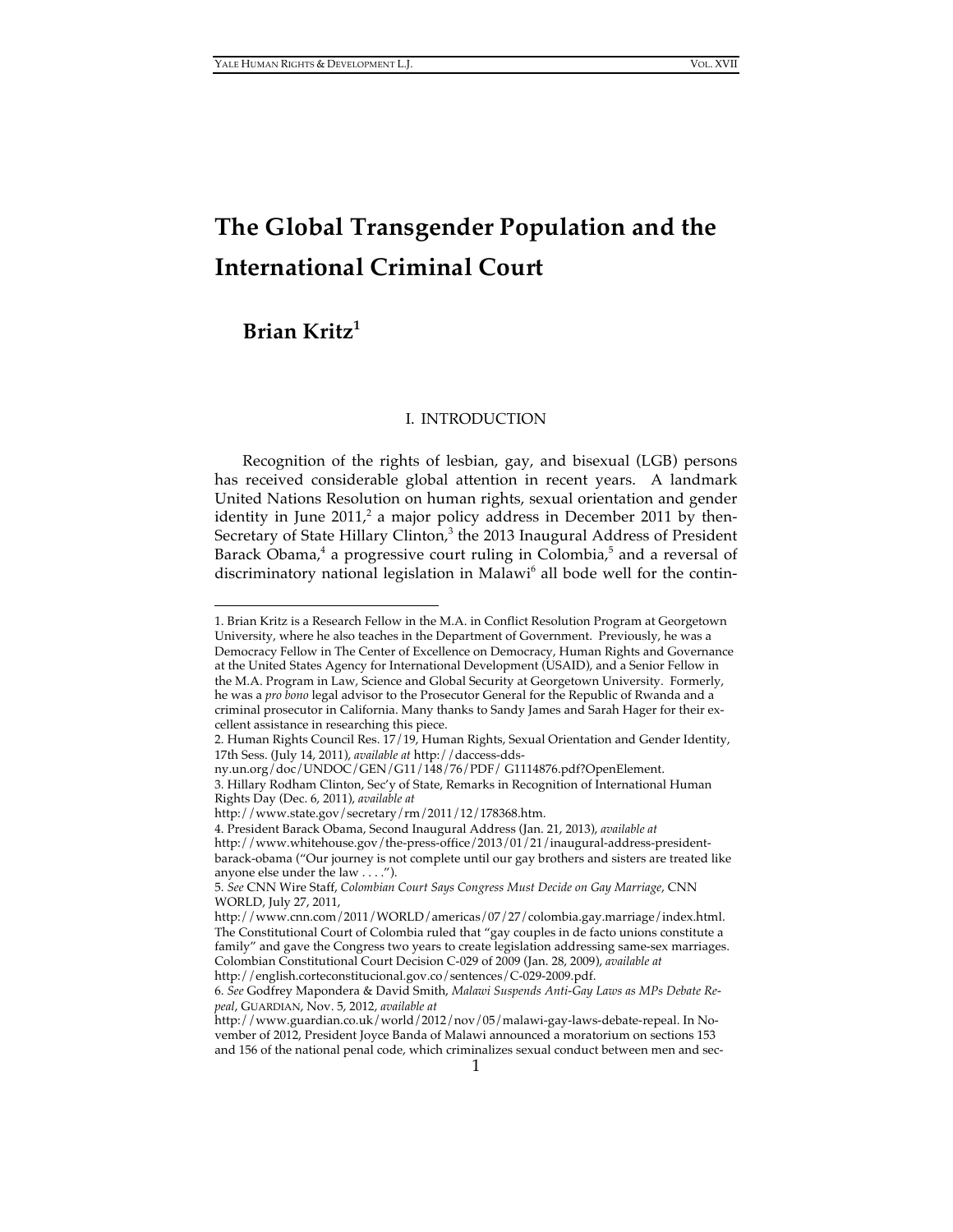# The Global Transgender Population and the International Criminal Court

## Brian Kritz[1]

### I. INTRODUCTION

Recognition of the rights of lesbian, gay, and bisexual (LGB) persons has received considerable global attention in recent years. A landmark United Nations Resolution on human rights, sexual orientation and gender identity in June 2011,[2] a major policy address in December 2011 by then-Secretary of State Hillary Clinton,[3] the 2013 Inaugural Address of President Barack Obama,[4] a progressive court ruling in Colombia,[5] and a reversal of discriminatory national legislation in Malawi[6] all bode well for the contin-

---

1. Brian Kritz is a Research Fellow in the M.A. in Conflict Resolution Program at Georgetown University, where he also teaches in the Department of Government. Previously, he was a Democracy Fellow in The Center of Excellence on Democracy, Human Rights and Governance at the United States Agency for International Development (USAID), and a Senior Fellow in the M.A. Program in Law, Science and Global Security at Georgetown University. Formerly, he was a *pro bono* legal advisor to the Prosecutor General for the Republic of Rwanda and a criminal prosecutor in California. Many thanks to Sandy James and Sarah Hager for their excellent assistance in researching this piece.

2. Human Rights Council Res. 17/19, Human Rights, Sexual Orientation and Gender Identity, 17th Sess. (July 14, 2011), *available at* http://daccess-dds-ny.un.org/doc/UNDOC/GEN/G11/148/76/PDF/ G1114876.pdf?OpenElement.

3. Hillary Rodham Clinton, Sec'y of State, Remarks in Recognition of International Human Rights Day (Dec. 6, 2011), *available at* http://www.state.gov/secretary/rm/2011/12/178368.htm.

4. President Barack Obama, Second Inaugural Address (Jan. 21, 2013), *available at* http://www.whitehouse.gov/the-press-office/2013/01/21/inaugural-address-president-barack-obama ("Our journey is not complete until our gay brothers and sisters are treated like anyone else under the law . . . .").

5. *See* CNN Wire Staff, *Colombian Court Says Congress Must Decide on Gay Marriage*, CNN WORLD, July 27, 2011, http://www.cnn.com/2011/WORLD/americas/07/27/colombia.gay.marriage/index.html. The Constitutional Court of Colombia ruled that "gay couples in de facto unions constitute a family" and gave the Congress two years to create legislation addressing same-sex marriages. Colombian Constitutional Court Decision C-029 of 2009 (Jan. 28, 2009), *available at* http://english.corteconstitucional.gov.co/sentences/C-029-2009.pdf.

6. *See* Godfrey Mapondera & David Smith, *Malawi Suspends Anti-Gay Laws as MPs Debate Repeal*, GUARDIAN, Nov. 5, 2012, *available at* http://www.guardian.co.uk/world/2012/nov/05/malawi-gay-laws-debate-repeal. In November of 2012, President Joyce Banda of Malawi announced a moratorium on sections 153 and 156 of the national penal code, which criminalizes sexual conduct between men and sec-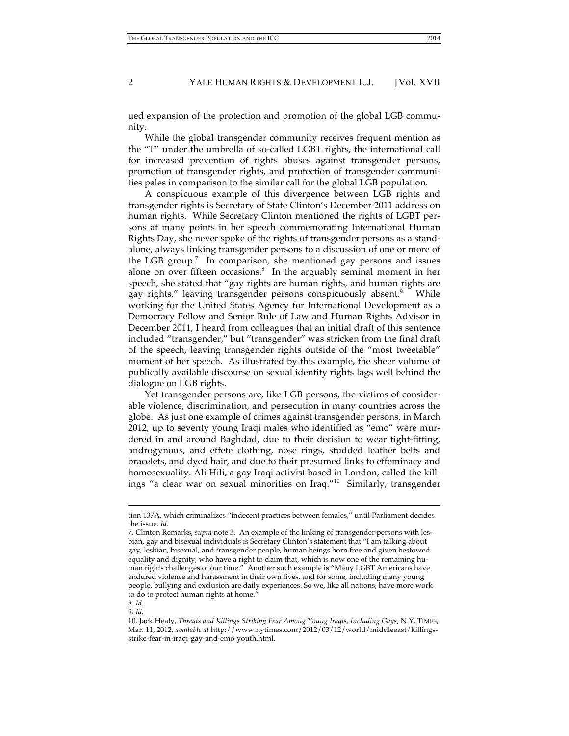ued expansion of the protection and promotion of the global LGB community.

While the global transgender community receives frequent mention as the "T" under the umbrella of so-called LGBT rights, the international call for increased prevention of rights abuses against transgender persons, promotion of transgender rights, and protection of transgender communities pales in comparison to the similar call for the global LGB population.

A conspicuous example of this divergence between LGB rights and transgender rights is Secretary of State Clinton's December 2011 address on human rights. While Secretary Clinton mentioned the rights of LGBT persons at many points in her speech commemorating International Human Rights Day, she never spoke of the rights of transgender persons as a standalone, always linking transgender persons to a discussion of one or more of the LGB group.[7] In comparison, she mentioned gay persons and issues alone on over fifteen occasions.[8] In the arguably seminal moment in her speech, she stated that "gay rights are human rights, and human rights are gay rights," leaving transgender persons conspicuously absent.[9] While working for the United States Agency for International Development as a Democracy Fellow and Senior Rule of Law and Human Rights Advisor in December 2011, I heard from colleagues that an initial draft of this sentence included "transgender," but "transgender" was stricken from the final draft of the speech, leaving transgender rights outside of the "most tweetable" moment of her speech. As illustrated by this example, the sheer volume of publically available discourse on sexual identity rights lags well behind the dialogue on LGB rights.

Yet transgender persons are, like LGB persons, the victims of considerable violence, discrimination, and persecution in many countries across the globe. As just one example of crimes against transgender persons, in March 2012, up to seventy young Iraqi males who identified as "emo" were murdered in and around Baghdad, due to their decision to wear tight-fitting, androgynous, and effete clothing, nose rings, studded leather belts and bracelets, and dyed hair, and due to their presumed links to effeminacy and homosexuality. Ali Hili, a gay Iraqi activist based in London, called the killings "a clear war on sexual minorities on Iraq."[10] Similarly, transgender

---

tion 137A, which criminalizes "indecent practices between females," until Parliament decides the issue. *Id.*

7. Clinton Remarks, *supra* note 3. An example of the linking of transgender persons with lesbian, gay and bisexual individuals is Secretary Clinton's statement that "I am talking about gay, lesbian, bisexual, and transgender people, human beings born free and given bestowed equality and dignity, who have a right to claim that, which is now one of the remaining human rights challenges of our time." Another such example is "Many LGBT Americans have endured violence and harassment in their own lives, and for some, including many young people, bullying and exclusion are daily experiences. So we, like all nations, have more work to do to protect human rights at home."

8. *Id.*

9. *Id.*

10. Jack Healy, *Threats and Killings Striking Fear Among Young Iraqis, Including Gays*, N.Y. TIMES, Mar. 11, 2012, *available at* http://www.nytimes.com/2012/03/12/world/middleeast/killings-strike-fear-in-iraqi-gay-and-emo-youth.html.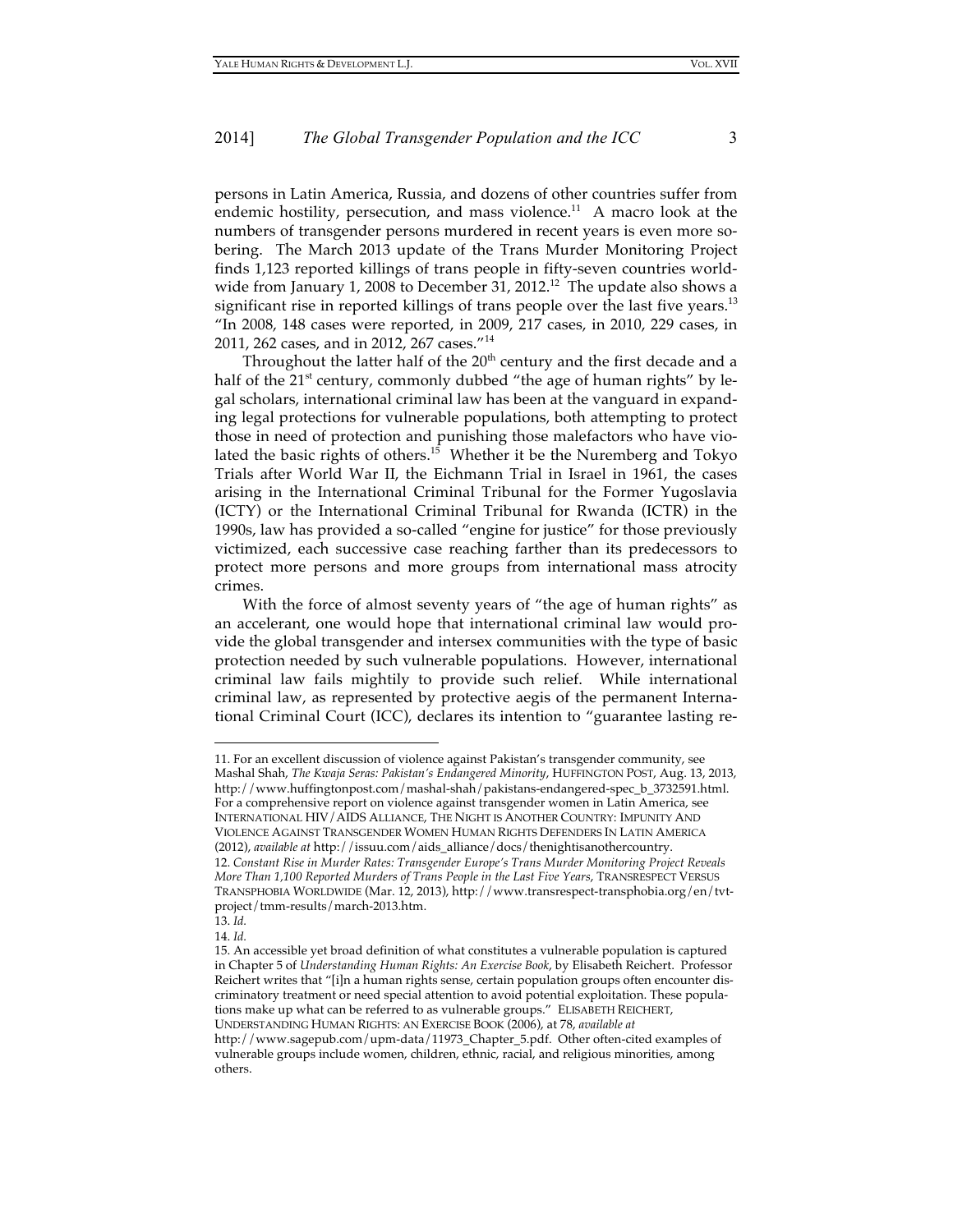persons in Latin America, Russia, and dozens of other countries suffer from endemic hostility, persecution, and mass violence.[11] A macro look at the numbers of transgender persons murdered in recent years is even more sobering. The March 2013 update of the Trans Murder Monitoring Project finds 1,123 reported killings of trans people in fifty-seven countries worldwide from January 1, 2008 to December 31, 2012.[12] The update also shows a significant rise in reported killings of trans people over the last five years.[13] "In 2008, 148 cases were reported, in 2009, 217 cases, in 2010, 229 cases, in 2011, 262 cases, and in 2012, 267 cases."[14]

Throughout the latter half of the 20th century and the first decade and a half of the 21st century, commonly dubbed "the age of human rights" by legal scholars, international criminal law has been at the vanguard in expanding legal protections for vulnerable populations, both attempting to protect those in need of protection and punishing those malefactors who have violated the basic rights of others.[15] Whether it be the Nuremberg and Tokyo Trials after World War II, the Eichmann Trial in Israel in 1961, the cases arising in the International Criminal Tribunal for the Former Yugoslavia (ICTY) or the International Criminal Tribunal for Rwanda (ICTR) in the 1990s, law has provided a so-called "engine for justice" for those previously victimized, each successive case reaching farther than its predecessors to protect more persons and more groups from international mass atrocity crimes.

With the force of almost seventy years of "the age of human rights" as an accelerant, one would hope that international criminal law would provide the global transgender and intersex communities with the type of basic protection needed by such vulnerable populations. However, international criminal law fails mightily to provide such relief. While international criminal law, as represented by protective aegis of the permanent International Criminal Court (ICC), declares its intention to "guarantee lasting re-

---

11. For an excellent discussion of violence against Pakistan's transgender community, see Mashal Shah, *The Kwaja Seras: Pakistan's Endangered Minority*, HUFFINGTON POST, Aug. 13, 2013, http://www.huffingtonpost.com/mashal-shah/pakistans-endangered-spec_b_3732591.html. For a comprehensive report on violence against transgender women in Latin America, see INTERNATIONAL HIV/AIDS ALLIANCE, THE NIGHT IS ANOTHER COUNTRY: IMPUNITY AND VIOLENCE AGAINST TRANSGENDER WOMEN HUMAN RIGHTS DEFENDERS IN LATIN AMERICA (2012), *available at* http://issuu.com/aids_alliance/docs/thenightisanothercountry.

12. *Constant Rise in Murder Rates: Transgender Europe's Trans Murder Monitoring Project Reveals More Than 1,100 Reported Murders of Trans People in the Last Five Years*, TRANSRESPECT VERSUS TRANSPHOBIA WORLDWIDE (Mar. 12, 2013), http://www.transrespect-transphobia.org/en/tvt-project/tmm-results/march-2013.htm.

13. *Id.*

14. *Id.*

15. An accessible yet broad definition of what constitutes a vulnerable population is captured in Chapter 5 of *Understanding Human Rights: An Exercise Book*, by Elisabeth Reichert. Professor Reichert writes that "[i]n a human rights sense, certain population groups often encounter discriminatory treatment or need special attention to avoid potential exploitation. These populations make up what can be referred to as vulnerable groups." ELISABETH REICHERT, UNDERSTANDING HUMAN RIGHTS: AN EXERCISE BOOK (2006), at 78, *available at* http://www.sagepub.com/upm-data/11973_Chapter_5.pdf. Other often-cited examples of vulnerable groups include women, children, ethnic, racial, and religious minorities, among others.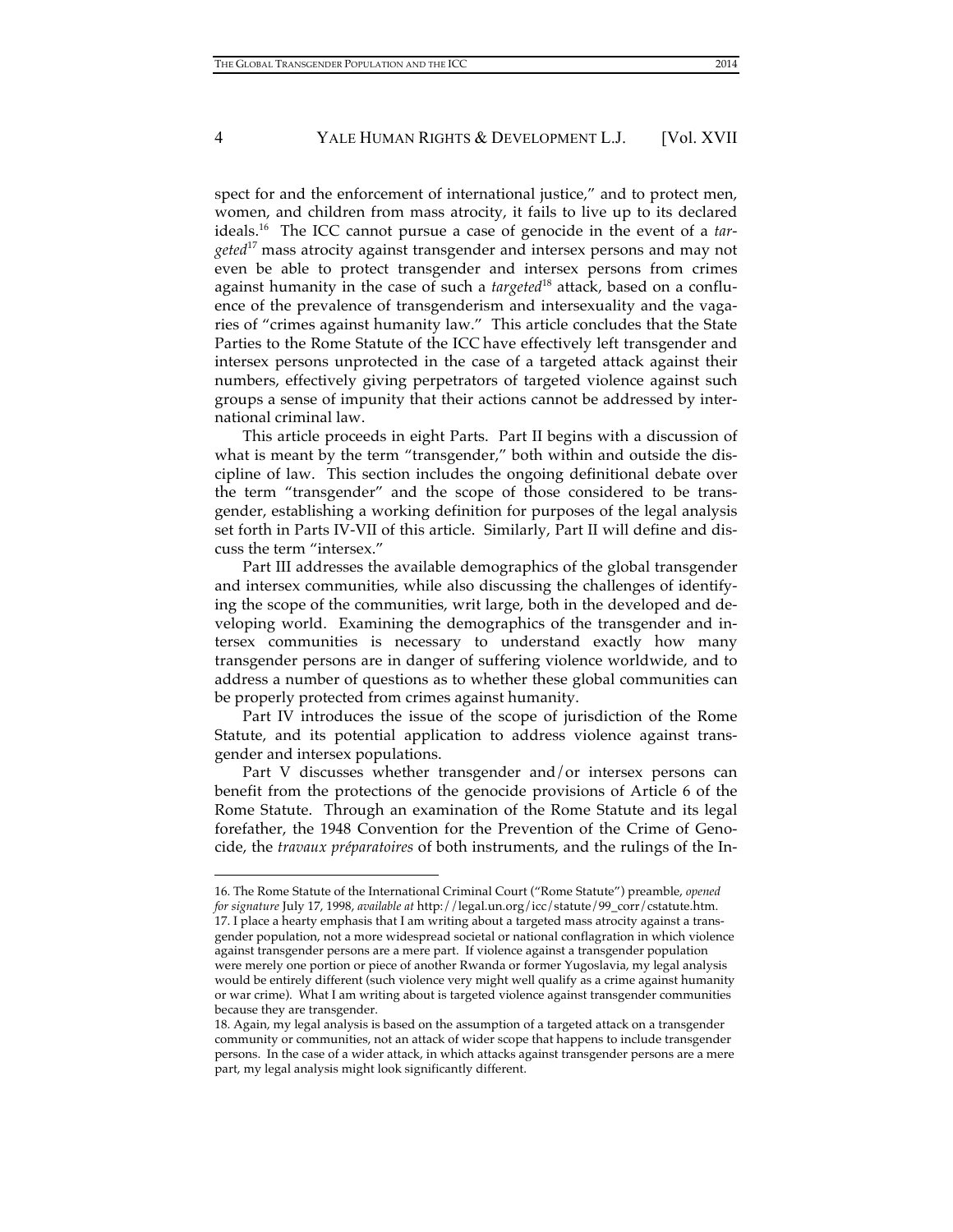spect for and the enforcement of international justice," and to protect men, women, and children from mass atrocity, it fails to live up to its declared ideals.[16] The ICC cannot pursue a case of genocide in the event of a *targeted*[17] mass atrocity against transgender and intersex persons and may not even be able to protect transgender and intersex persons from crimes against humanity in the case of such a *targeted*[18] attack, based on a confluence of the prevalence of transgenderism and intersexuality and the vagaries of "crimes against humanity law." This article concludes that the State Parties to the Rome Statute of the ICC have effectively left transgender and intersex persons unprotected in the case of a targeted attack against their numbers, effectively giving perpetrators of targeted violence against such groups a sense of impunity that their actions cannot be addressed by international criminal law.

This article proceeds in eight Parts. Part II begins with a discussion of what is meant by the term "transgender," both within and outside the discipline of law. This section includes the ongoing definitional debate over the term "transgender" and the scope of those considered to be transgender, establishing a working definition for purposes of the legal analysis set forth in Parts IV-VII of this article. Similarly, Part II will define and discuss the term "intersex."

Part III addresses the available demographics of the global transgender and intersex communities, while also discussing the challenges of identifying the scope of the communities, writ large, both in the developed and developing world. Examining the demographics of the transgender and intersex communities is necessary to understand exactly how many transgender persons are in danger of suffering violence worldwide, and to address a number of questions as to whether these global communities can be properly protected from crimes against humanity.

Part IV introduces the issue of the scope of jurisdiction of the Rome Statute, and its potential application to address violence against transgender and intersex populations.

Part V discusses whether transgender and/or intersex persons can benefit from the protections of the genocide provisions of Article 6 of the Rome Statute. Through an examination of the Rome Statute and its legal forefather, the 1948 Convention for the Prevention of the Crime of Genocide, the *travaux préparatoires* of both instruments, and the rulings of the In-

---

16. The Rome Statute of the International Criminal Court ("Rome Statute") preamble, *opened for signature* July 17, 1998, *available at* http://legal.un.org/icc/statute/99_corr/cstatute.htm.

17. I place a hearty emphasis that I am writing about a targeted mass atrocity against a transgender population, not a more widespread societal or national conflagration in which violence against transgender persons are a mere part. If violence against a transgender population were merely one portion or piece of another Rwanda or former Yugoslavia, my legal analysis would be entirely different (such violence very might well qualify as a crime against humanity or war crime). What I am writing about is targeted violence against transgender communities because they are transgender.

18. Again, my legal analysis is based on the assumption of a targeted attack on a transgender community or communities, not an attack of wider scope that happens to include transgender persons. In the case of a wider attack, in which attacks against transgender persons are a mere part, my legal analysis might look significantly different.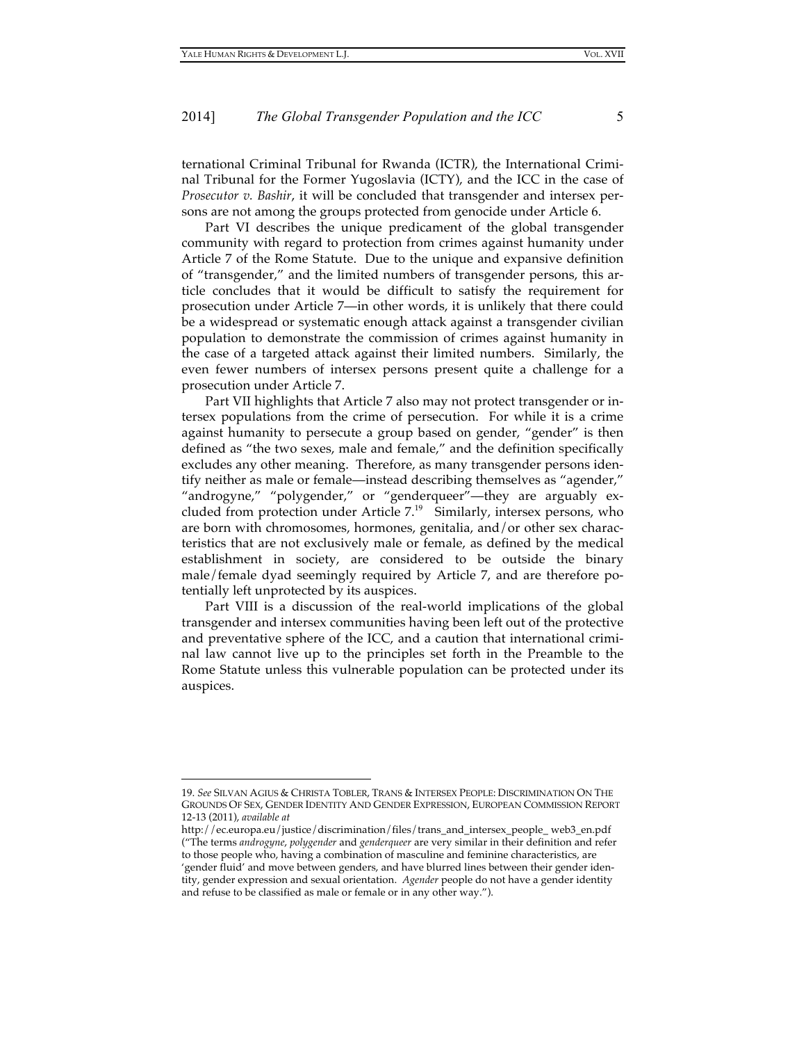ternational Criminal Tribunal for Rwanda (ICTR), the International Criminal Tribunal for the Former Yugoslavia (ICTY), and the ICC in the case of *Prosecutor v. Bashir*, it will be concluded that transgender and intersex persons are not among the groups protected from genocide under Article 6.

Part VI describes the unique predicament of the global transgender community with regard to protection from crimes against humanity under Article 7 of the Rome Statute. Due to the unique and expansive definition of "transgender," and the limited numbers of transgender persons, this article concludes that it would be difficult to satisfy the requirement for prosecution under Article 7—in other words, it is unlikely that there could be a widespread or systematic enough attack against a transgender civilian population to demonstrate the commission of crimes against humanity in the case of a targeted attack against their limited numbers. Similarly, the even fewer numbers of intersex persons present quite a challenge for a prosecution under Article 7.

Part VII highlights that Article 7 also may not protect transgender or intersex populations from the crime of persecution. For while it is a crime against humanity to persecute a group based on gender, "gender" is then defined as "the two sexes, male and female," and the definition specifically excludes any other meaning. Therefore, as many transgender persons identify neither as male or female—instead describing themselves as "agender," "androgyne," "polygender," or "genderqueer"—they are arguably excluded from protection under Article 7.[19] Similarly, intersex persons, who are born with chromosomes, hormones, genitalia, and/or other sex characteristics that are not exclusively male or female, as defined by the medical establishment in society, are considered to be outside the binary male/female dyad seemingly required by Article 7, and are therefore potentially left unprotected by its auspices.

Part VIII is a discussion of the real-world implications of the global transgender and intersex communities having been left out of the protective and preventative sphere of the ICC, and a caution that international criminal law cannot live up to the principles set forth in the Preamble to the Rome Statute unless this vulnerable population can be protected under its auspices.

---

19. *See* SILVAN AGIUS & CHRISTA TOBLER, TRANS & INTERSEX PEOPLE: DISCRIMINATION ON THE GROUNDS OF SEX, GENDER IDENTITY AND GENDER EXPRESSION, EUROPEAN COMMISSION REPORT 12-13 (2011), *available at* http://ec.europa.eu/justice/discrimination/files/trans_and_intersex_people_ web3_en.pdf ("The terms *androgyne*, *polygender* and *genderqueer* are very similar in their definition and refer to those people who, having a combination of masculine and feminine characteristics, are 'gender fluid' and move between genders, and have blurred lines between their gender identity, gender expression and sexual orientation. *Agender* people do not have a gender identity and refuse to be classified as male or female or in any other way.").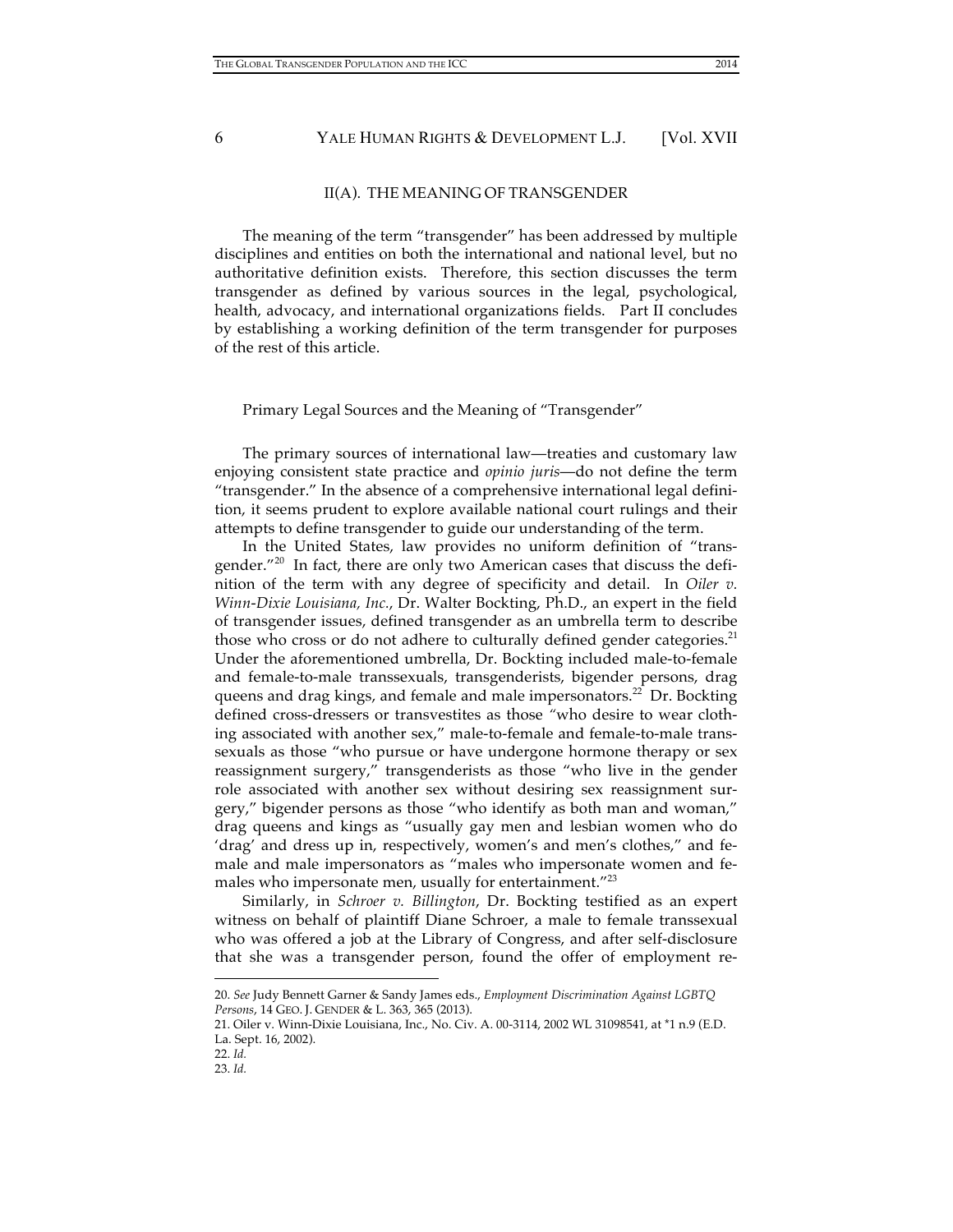## II(A). THE MEANING OF TRANSGENDER

The meaning of the term "transgender" has been addressed by multiple disciplines and entities on both the international and national level, but no authoritative definition exists. Therefore, this section discusses the term transgender as defined by various sources in the legal, psychological, health, advocacy, and international organizations fields. Part II concludes by establishing a working definition of the term transgender for purposes of the rest of this article.

### Primary Legal Sources and the Meaning of "Transgender"

The primary sources of international law—treaties and customary law enjoying consistent state practice and *opinio juris*—do not define the term "transgender." In the absence of a comprehensive international legal definition, it seems prudent to explore available national court rulings and their attempts to define transgender to guide our understanding of the term.

In the United States, law provides no uniform definition of "transgender."[20] In fact, there are only two American cases that discuss the definition of the term with any degree of specificity and detail. In *Oiler v. Winn-Dixie Louisiana, Inc.*, Dr. Walter Bockting, Ph.D., an expert in the field of transgender issues, defined transgender as an umbrella term to describe those who cross or do not adhere to culturally defined gender categories.[21] Under the aforementioned umbrella, Dr. Bockting included male-to-female and female-to-male transsexuals, transgenderists, bigender persons, drag queens and drag kings, and female and male impersonators.[22] Dr. Bockting defined cross-dressers or transvestites as those "who desire to wear clothing associated with another sex," male-to-female and female-to-male transsexuals as those "who pursue or have undergone hormone therapy or sex reassignment surgery," transgenderists as those "who live in the gender role associated with another sex without desiring sex reassignment surgery," bigender persons as those "who identify as both man and woman," drag queens and kings as "usually gay men and lesbian women who do 'drag' and dress up in, respectively, women's and men's clothes," and female and male impersonators as "males who impersonate women and females who impersonate men, usually for entertainment."[23]

Similarly, in *Schroer v. Billington*, Dr. Bockting testified as an expert witness on behalf of plaintiff Diane Schroer, a male to female transsexual who was offered a job at the Library of Congress, and after self-disclosure that she was a transgender person, found the offer of employment re-

---

20. *See* Judy Bennett Garner & Sandy James eds., *Employment Discrimination Against LGBTQ Persons*, 14 GEO. J. GENDER & L. 363, 365 (2013).

21. Oiler v. Winn-Dixie Louisiana, Inc., No. Civ. A. 00-3114, 2002 WL 31098541, at *1 n.9 (E.D. La. Sept. 16, 2002).

22. *Id.*

23. *Id.*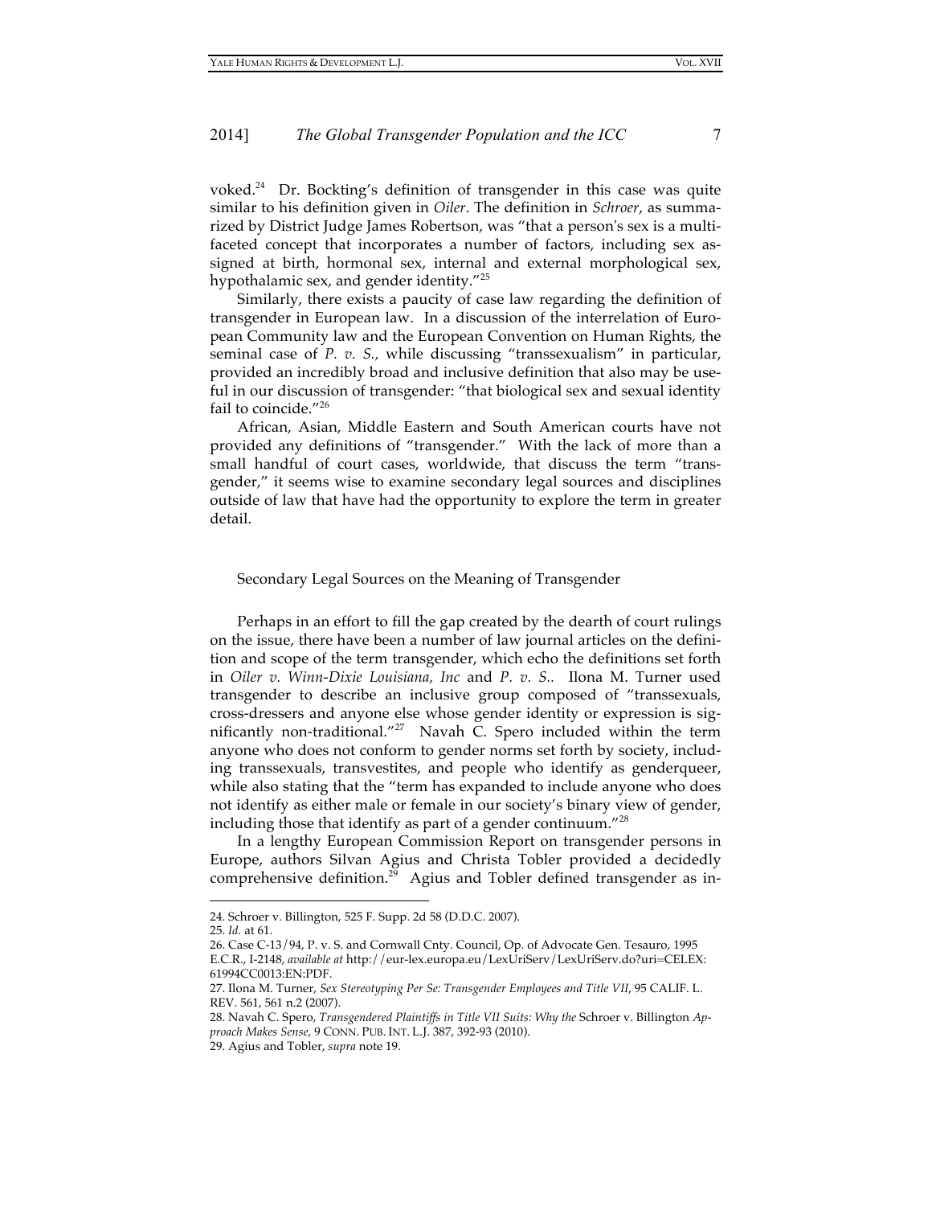voked.[24] Dr. Bockting's definition of transgender in this case was quite similar to his definition given in *Oiler*. The definition in *Schroer*, as summarized by District Judge James Robertson, was "that a person's sex is a multifaceted concept that incorporates a number of factors, including sex assigned at birth, hormonal sex, internal and external morphological sex, hypothalamic sex, and gender identity."[25]

Similarly, there exists a paucity of case law regarding the definition of transgender in European law. In a discussion of the interrelation of European Community law and the European Convention on Human Rights, the seminal case of *P. v. S.*, while discussing "transsexualism" in particular, provided an incredibly broad and inclusive definition that also may be useful in our discussion of transgender: "that biological sex and sexual identity fail to coincide."[26]

African, Asian, Middle Eastern and South American courts have not provided any definitions of "transgender." With the lack of more than a small handful of court cases, worldwide, that discuss the term "transgender," it seems wise to examine secondary legal sources and disciplines outside of law that have had the opportunity to explore the term in greater detail.

## Secondary Legal Sources on the Meaning of Transgender

Perhaps in an effort to fill the gap created by the dearth of court rulings on the issue, there have been a number of law journal articles on the definition and scope of the term transgender, which echo the definitions set forth in *Oiler v. Winn-Dixie Louisiana, Inc* and *P. v. S.*. Ilona M. Turner used transgender to describe an inclusive group composed of "transsexuals, cross-dressers and anyone else whose gender identity or expression is significantly non-traditional."[27] Navah C. Spero included within the term anyone who does not conform to gender norms set forth by society, including transsexuals, transvestites, and people who identify as genderqueer, while also stating that the "term has expanded to include anyone who does not identify as either male or female in our society's binary view of gender, including those that identify as part of a gender continuum."[28]

In a lengthy European Commission Report on transgender persons in Europe, authors Silvan Agius and Christa Tobler provided a decidedly comprehensive definition.[29] Agius and Tobler defined transgender as in-

---

24. Schroer v. Billington, 525 F. Supp. 2d 58 (D.D.C. 2007).

25. *Id.* at 61.

26. Case C-13/94, P. v. S. and Cornwall Cnty. Council, Op. of Advocate Gen. Tesauro, 1995 E.C.R., I-2148, *available at* http://eur-lex.europa.eu/LexUriServ/LexUriServ.do?uri=CELEX:61994CC0013:EN:PDF.

27. Ilona M. Turner, *Sex Stereotyping Per Se: Transgender Employees and Title VII*, 95 CALIF. L. REV. 561, 561 n.2 (2007).

28. Navah C. Spero, *Transgendered Plaintiffs in Title VII Suits: Why the* Schroer v. Billington *Approach Makes Sense*, 9 CONN. PUB. INT. L.J. 387, 392-93 (2010).

29. Agius and Tobler, *supra* note 19.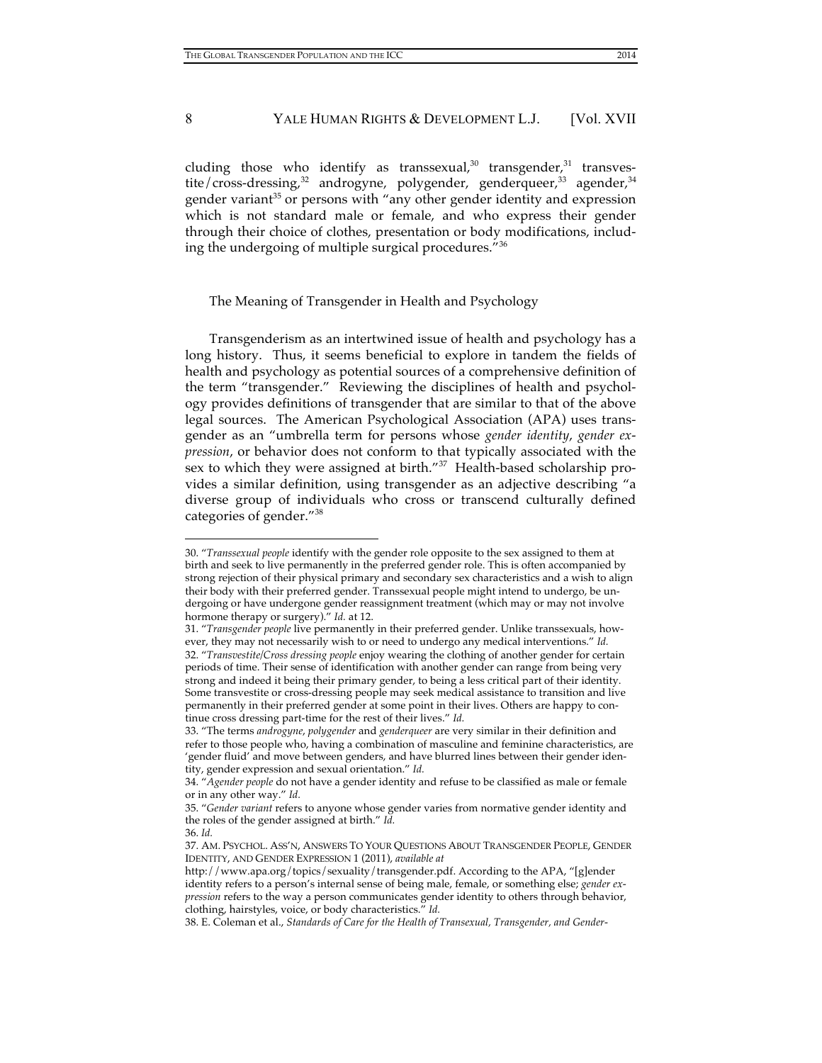cluding those who identify as transsexual,[30] transgender,[31] transvestite/cross-dressing,[32] androgyne, polygender, genderqueer,[33] agender,[34] gender variant[35] or persons with "any other gender identity and expression which is not standard male or female, and who express their gender through their choice of clothes, presentation or body modifications, including the undergoing of multiple surgical procedures."[36]

### The Meaning of Transgender in Health and Psychology

Transgenderism as an intertwined issue of health and psychology has a long history. Thus, it seems beneficial to explore in tandem the fields of health and psychology as potential sources of a comprehensive definition of the term "transgender." Reviewing the disciplines of health and psychology provides definitions of transgender that are similar to that of the above legal sources. The American Psychological Association (APA) uses transgender as an "umbrella term for persons whose *gender identity*, *gender expression*, or behavior does not conform to that typically associated with the sex to which they were assigned at birth."[37] Health-based scholarship provides a similar definition, using transgender as an adjective describing "a diverse group of individuals who cross or transcend culturally defined categories of gender."[38]

---

30. "*Transsexual people* identify with the gender role opposite to the sex assigned to them at birth and seek to live permanently in the preferred gender role. This is often accompanied by strong rejection of their physical primary and secondary sex characteristics and a wish to align their body with their preferred gender. Transsexual people might intend to undergo, be undergoing or have undergone gender reassignment treatment (which may or may not involve hormone therapy or surgery)." *Id.* at 12.

31. "*Transgender people* live permanently in their preferred gender. Unlike transsexuals, however, they may not necessarily wish to or need to undergo any medical interventions." *Id.*

32. "*Transvestite/Cross dressing people* enjoy wearing the clothing of another gender for certain periods of time. Their sense of identification with another gender can range from being very strong and indeed it being their primary gender, to being a less critical part of their identity. Some transvestite or cross-dressing people may seek medical assistance to transition and live permanently in their preferred gender at some point in their lives. Others are happy to continue cross dressing part-time for the rest of their lives." *Id.*

33. "The terms *androgyne*, *polygender* and *genderqueer* are very similar in their definition and refer to those people who, having a combination of masculine and feminine characteristics, are 'gender fluid' and move between genders, and have blurred lines between their gender identity, gender expression and sexual orientation." *Id.*

34. "*Agender people* do not have a gender identity and refuse to be classified as male or female or in any other way." *Id.*

35. "*Gender variant* refers to anyone whose gender varies from normative gender identity and the roles of the gender assigned at birth." *Id.*

36. *Id.*

37. AM. PSYCHOL. ASS'N, ANSWERS TO YOUR QUESTIONS ABOUT TRANSGENDER PEOPLE, GENDER IDENTITY, AND GENDER EXPRESSION 1 (2011), *available at* http://www.apa.org/topics/sexuality/transgender.pdf. According to the APA, "[g]ender identity refers to a person's internal sense of being male, female, or something else; *gender expression* refers to the way a person communicates gender identity to others through behavior, clothing, hairstyles, voice, or body characteristics." *Id.*

38. E. Coleman et al., *Standards of Care for the Health of Transexual, Transgender, and Gender-*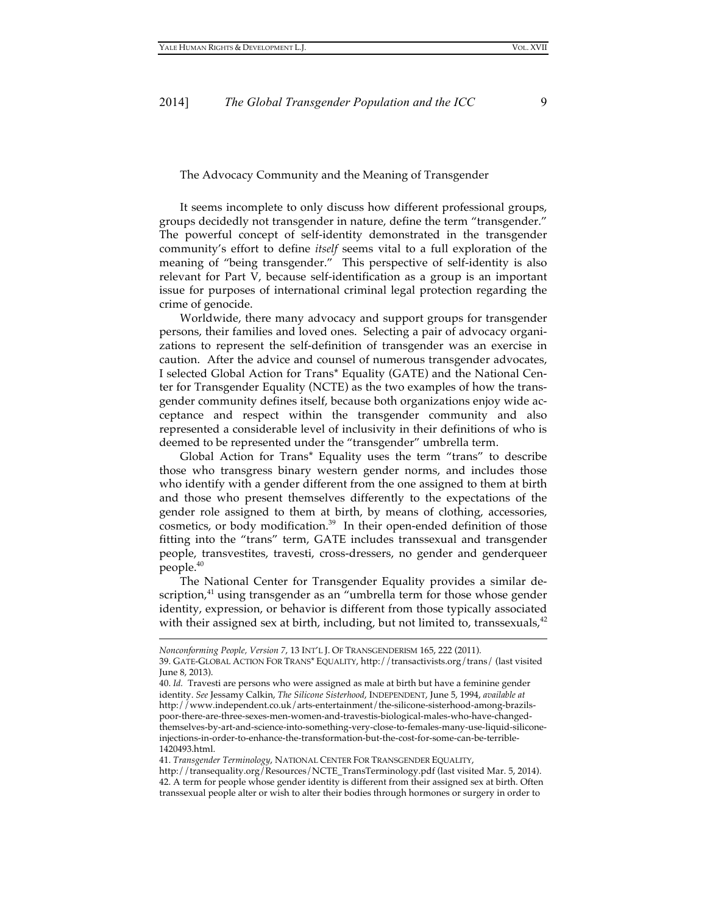The Advocacy Community and the Meaning of Transgender

It seems incomplete to only discuss how different professional groups, groups decidedly not transgender in nature, define the term "transgender." The powerful concept of self-identity demonstrated in the transgender community's effort to define *itself* seems vital to a full exploration of the meaning of "being transgender." This perspective of self-identity is also relevant for Part V, because self-identification as a group is an important issue for purposes of international criminal legal protection regarding the crime of genocide.

Worldwide, there many advocacy and support groups for transgender persons, their families and loved ones. Selecting a pair of advocacy organizations to represent the self-definition of transgender was an exercise in caution. After the advice and counsel of numerous transgender advocates, I selected Global Action for Trans* Equality (GATE) and the National Center for Transgender Equality (NCTE) as the two examples of how the transgender community defines itself, because both organizations enjoy wide acceptance and respect within the transgender community and also represented a considerable level of inclusivity in their definitions of who is deemed to be represented under the "transgender" umbrella term.

Global Action for Trans* Equality uses the term "trans" to describe those who transgress binary western gender norms, and includes those who identify with a gender different from the one assigned to them at birth and those who present themselves differently to the expectations of the gender role assigned to them at birth, by means of clothing, accessories, cosmetics, or body modification.[39] In their open-ended definition of those fitting into the "trans" term, GATE includes transsexual and transgender people, transvestites, travesti, cross-dressers, no gender and genderqueer people.[40]

The National Center for Transgender Equality provides a similar description,[41] using transgender as an "umbrella term for those whose gender identity, expression, or behavior is different from those typically associated with their assigned sex at birth, including, but not limited to, transsexuals,[42]

---

*Nonconforming People, Version 7*, 13 INT'L J. OF TRANSGENDERISM 165, 222 (2011).

39. GATE-GLOBAL ACTION FOR TRANS* EQUALITY, http://transactivists.org/trans/ (last visited June 8, 2013).

40. *Id.* Travesti are persons who were assigned as male at birth but have a feminine gender identity. *See* Jessamy Calkin, *The Silicone Sisterhood*, INDEPENDENT, June 5, 1994, *available at* http://www.independent.co.uk/arts-entertainment/the-silicone-sisterhood-among-brazils-poor-there-are-three-sexes-men-women-and-travestis-biological-males-who-have-changed-themselves-by-art-and-science-into-something-very-close-to-females-many-use-liquid-silicone-injections-in-order-to-enhance-the-transformation-but-the-cost-for-some-can-be-terrible-1420493.html.

41. *Transgender Terminology*, NATIONAL CENTER FOR TRANSGENDER EQUALITY, http://transequality.org/Resources/NCTE_TransTerminology.pdf (last visited Mar. 5, 2014).

42. A term for people whose gender identity is different from their assigned sex at birth. Often transsexual people alter or wish to alter their bodies through hormones or surgery in order to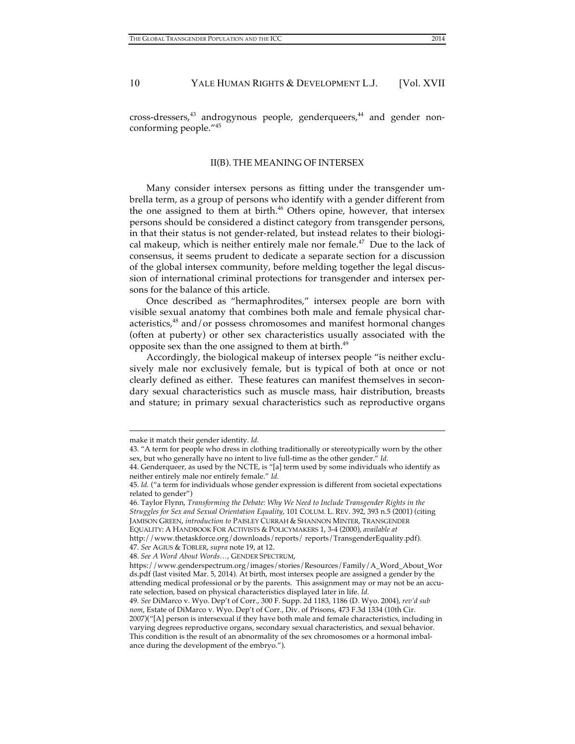cross-dressers,[43] androgynous people, genderqueers,[44] and gender non-conforming people."[45]

## II(B). THE MEANING OF INTERSEX

Many consider intersex persons as fitting under the transgender umbrella term, as a group of persons who identify with a gender different from the one assigned to them at birth.[46] Others opine, however, that intersex persons should be considered a distinct category from transgender persons, in that their status is not gender-related, but instead relates to their biological makeup, which is neither entirely male nor female.[47] Due to the lack of consensus, it seems prudent to dedicate a separate section for a discussion of the global intersex community, before melding together the legal discussion of international criminal protections for transgender and intersex persons for the balance of this article.

Once described as "hermaphrodites," intersex people are born with visible sexual anatomy that combines both male and female physical characteristics,[48] and/or possess chromosomes and manifest hormonal changes (often at puberty) or other sex characteristics usually associated with the opposite sex than the one assigned to them at birth.[49]

Accordingly, the biological makeup of intersex people "is neither exclusively male nor exclusively female, but is typical of both at once or not clearly defined as either. These features can manifest themselves in secondary sexual characteristics such as muscle mass, hair distribution, breasts and stature; in primary sexual characteristics such as reproductive organs

---

make it match their gender identity. *Id.*

43. "A term for people who dress in clothing traditionally or stereotypically worn by the other sex, but who generally have no intent to live full-time as the other gender." *Id.*

44. Genderqueer, as used by the NCTE, is "[a] term used by some individuals who identify as neither entirely male nor entirely female." *Id.*

45. *Id.* ("a term for individuals whose gender expression is different from societal expectations related to gender")

46. Taylor Flynn, *Transforming the Debate: Why We Need to Include Transgender Rights in the Struggles for Sex and Sexual Orientation Equality*, 101 COLUM. L. REV. 392, 393 n.5 (2001) (citing JAMISON GREEN, *introduction to* PAISLEY CURRAH & SHANNON MINTER, TRANSGENDER EQUALITY: A HANDBOOK FOR ACTIVISTS & POLICYMAKERS 1, 3-4 (2000), *available at* http://www.thetaskforce.org/downloads/reports/ reports/TransgenderEquality.pdf).

47. *See* AGIUS & TOBLER, *supra* note 19, at 12.

48. *See A Word About Words…*, GENDER SPECTRUM, https://www.genderspectrum.org/images/stories/Resources/Family/A_Word_About_Words.pdf (last visited Mar. 5, 2014). At birth, most intersex people are assigned a gender by the attending medical professional or by the parents. This assignment may or may not be an accurate selection, based on physical characteristics displayed later in life. *Id.*

49. *See* DiMarco v. Wyo. Dep't of Corr., 300 F. Supp. 2d 1183, 1186 (D. Wyo. 2004), *rev'd sub nom*, Estate of DiMarco v. Wyo. Dep't of Corr., Div. of Prisons, 473 F.3d 1334 (10th Cir. 2007)("[A] person is intersexual if they have both male and female characteristics, including in varying degrees reproductive organs, secondary sexual characteristics, and sexual behavior. This condition is the result of an abnormality of the sex chromosomes or a hormonal imbalance during the development of the embryo.").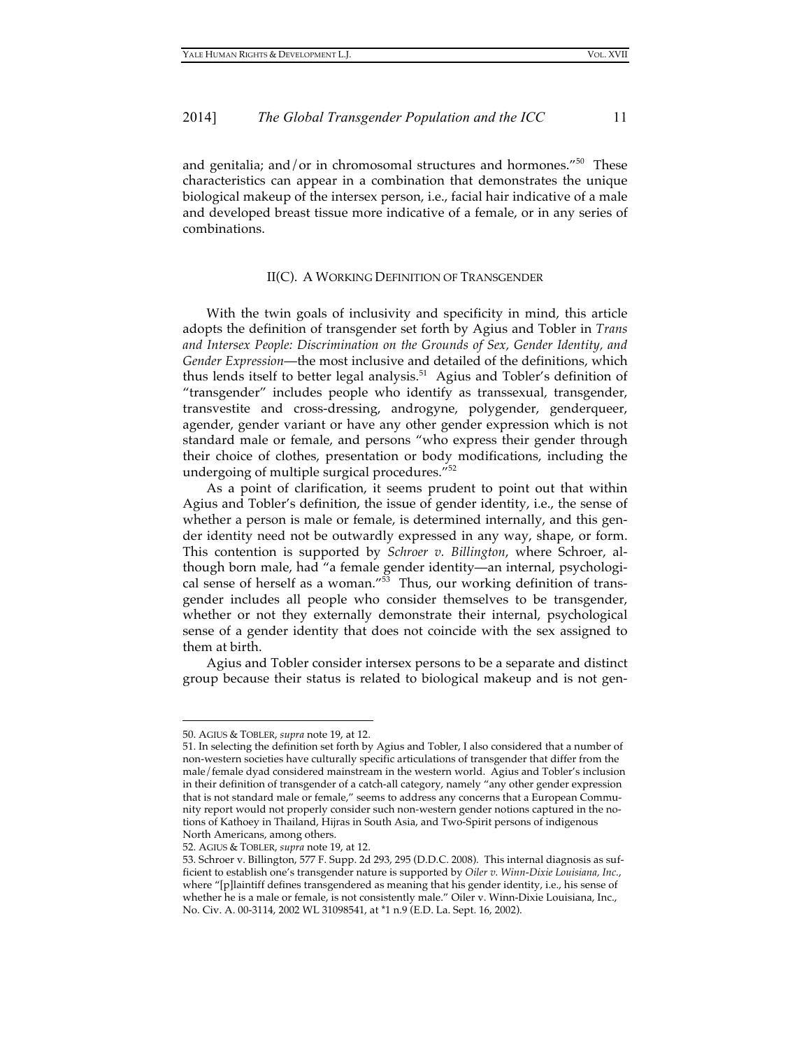and genitalia; and/or in chromosomal structures and hormones."[50] These characteristics can appear in a combination that demonstrates the unique biological makeup of the intersex person, i.e., facial hair indicative of a male and developed breast tissue more indicative of a female, or in any series of combinations.

### II(C). A WORKING DEFINITION OF TRANSGENDER

With the twin goals of inclusivity and specificity in mind, this article adopts the definition of transgender set forth by Agius and Tobler in *Trans and Intersex People: Discrimination on the Grounds of Sex, Gender Identity, and Gender Expression*—the most inclusive and detailed of the definitions, which thus lends itself to better legal analysis.[51] Agius and Tobler's definition of "transgender" includes people who identify as transsexual, transgender, transvestite and cross-dressing, androgyne, polygender, genderqueer, agender, gender variant or have any other gender expression which is not standard male or female, and persons "who express their gender through their choice of clothes, presentation or body modifications, including the undergoing of multiple surgical procedures."[52]

As a point of clarification, it seems prudent to point out that within Agius and Tobler's definition, the issue of gender identity, i.e., the sense of whether a person is male or female, is determined internally, and this gender identity need not be outwardly expressed in any way, shape, or form. This contention is supported by *Schroer v. Billington*, where Schroer, although born male, had "a female gender identity—an internal, psychological sense of herself as a woman."[53] Thus, our working definition of transgender includes all people who consider themselves to be transgender, whether or not they externally demonstrate their internal, psychological sense of a gender identity that does not coincide with the sex assigned to them at birth.

Agius and Tobler consider intersex persons to be a separate and distinct group because their status is related to biological makeup and is not gen-

---

50. AGIUS & TOBLER, *supra* note 19, at 12.

51. In selecting the definition set forth by Agius and Tobler, I also considered that a number of non-western societies have culturally specific articulations of transgender that differ from the male/female dyad considered mainstream in the western world. Agius and Tobler's inclusion in their definition of transgender of a catch-all category, namely "any other gender expression that is not standard male or female," seems to address any concerns that a European Community report would not properly consider such non-western gender notions captured in the notions of Kathoey in Thailand, Hijras in South Asia, and Two-Spirit persons of indigenous North Americans, among others.

52. AGIUS & TOBLER, *supra* note 19, at 12.

53. Schroer v. Billington, 577 F. Supp. 2d 293, 295 (D.D.C. 2008). This internal diagnosis as sufficient to establish one's transgender nature is supported by *Oiler v. Winn-Dixie Louisiana, Inc.*, where "[p]laintiff defines transgendered as meaning that his gender identity, i.e., his sense of whether he is a male or female, is not consistently male." Oiler v. Winn-Dixie Louisiana, Inc., No. Civ. A. 00-3114, 2002 WL 31098541, at *1 n.9 (E.D. La. Sept. 16, 2002).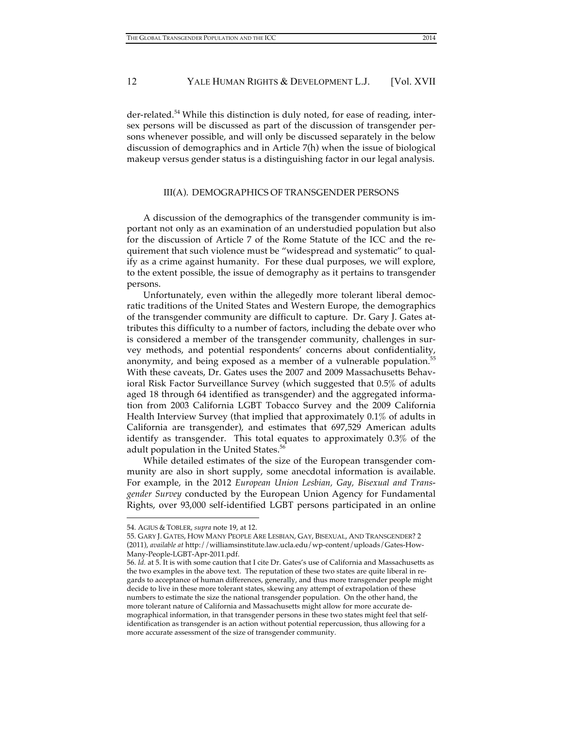der-related.[54] While this distinction is duly noted, for ease of reading, intersex persons will be discussed as part of the discussion of transgender persons whenever possible, and will only be discussed separately in the below discussion of demographics and in Article 7(h) when the issue of biological makeup versus gender status is a distinguishing factor in our legal analysis.

### III(A). DEMOGRAPHICS OF TRANSGENDER PERSONS

A discussion of the demographics of the transgender community is important not only as an examination of an understudied population but also for the discussion of Article 7 of the Rome Statute of the ICC and the requirement that such violence must be "widespread and systematic" to qualify as a crime against humanity. For these dual purposes, we will explore, to the extent possible, the issue of demography as it pertains to transgender persons.

Unfortunately, even within the allegedly more tolerant liberal democratic traditions of the United States and Western Europe, the demographics of the transgender community are difficult to capture. Dr. Gary J. Gates attributes this difficulty to a number of factors, including the debate over who is considered a member of the transgender community, challenges in survey methods, and potential respondents' concerns about confidentiality, anonymity, and being exposed as a member of a vulnerable population.[55] With these caveats, Dr. Gates uses the 2007 and 2009 Massachusetts Behavioral Risk Factor Surveillance Survey (which suggested that 0.5% of adults aged 18 through 64 identified as transgender) and the aggregated information from 2003 California LGBT Tobacco Survey and the 2009 California Health Interview Survey (that implied that approximately 0.1% of adults in California are transgender), and estimates that 697,529 American adults identify as transgender. This total equates to approximately 0.3% of the adult population in the United States.[56]

While detailed estimates of the size of the European transgender community are also in short supply, some anecdotal information is available. For example, in the 2012 *European Union Lesbian, Gay, Bisexual and Transgender Survey* conducted by the European Union Agency for Fundamental Rights, over 93,000 self-identified LGBT persons participated in an online

---

54. AGIUS & TOBLER, *supra* note 19, at 12.

55. GARY J. GATES, HOW MANY PEOPLE ARE LESBIAN, GAY, BISEXUAL, AND TRANSGENDER? 2 (2011), *available at* http://williamsinstitute.law.ucla.edu/wp-content/uploads/Gates-How-Many-People-LGBT-Apr-2011.pdf.

56. *Id.* at 5. It is with some caution that I cite Dr. Gates's use of California and Massachusetts as the two examples in the above text. The reputation of these two states are quite liberal in regards to acceptance of human differences, generally, and thus more transgender people might decide to live in these more tolerant states, skewing any attempt of extrapolation of these numbers to estimate the size the national transgender population. On the other hand, the more tolerant nature of California and Massachusetts might allow for more accurate demographical information, in that transgender persons in these two states might feel that self-identification as transgender is an action without potential repercussion, thus allowing for a more accurate assessment of the size of transgender community.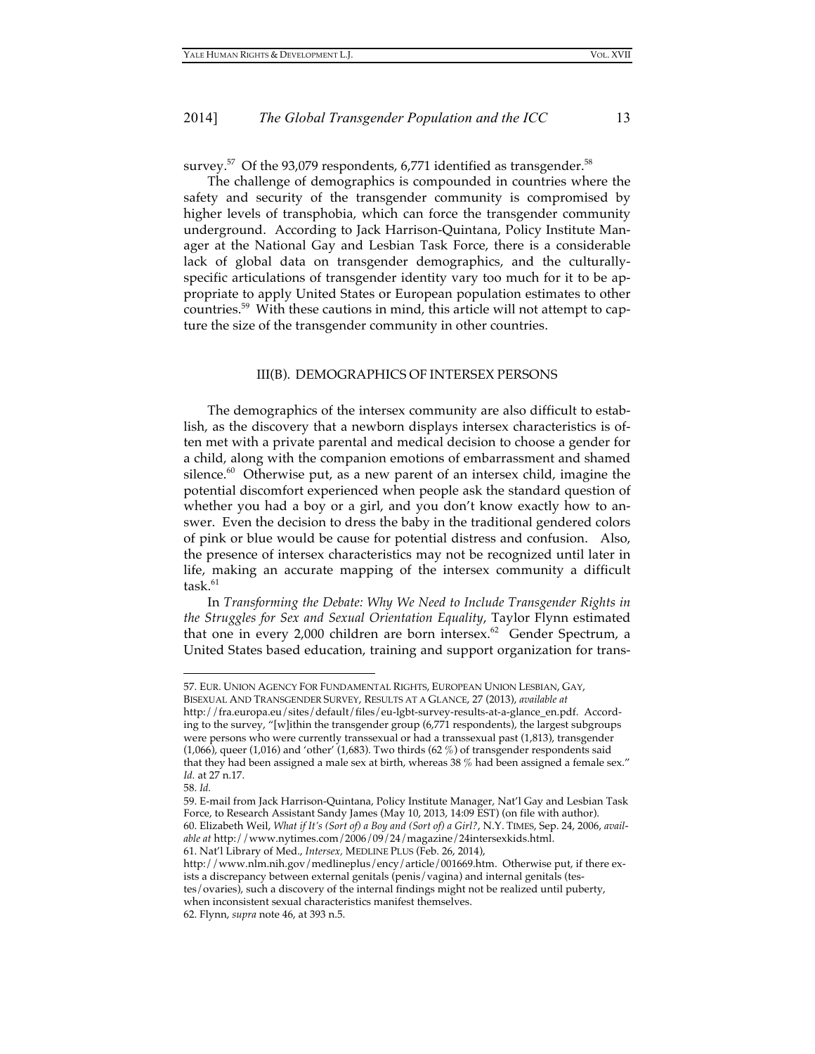survey.[57] Of the 93,079 respondents, 6,771 identified as transgender.[58]

The challenge of demographics is compounded in countries where the safety and security of the transgender community is compromised by higher levels of transphobia, which can force the transgender community underground. According to Jack Harrison-Quintana, Policy Institute Manager at the National Gay and Lesbian Task Force, there is a considerable lack of global data on transgender demographics, and the culturally-specific articulations of transgender identity vary too much for it to be appropriate to apply United States or European population estimates to other countries.[59] With these cautions in mind, this article will not attempt to capture the size of the transgender community in other countries.

### III(B). DEMOGRAPHICS OF INTERSEX PERSONS

The demographics of the intersex community are also difficult to establish, as the discovery that a newborn displays intersex characteristics is often met with a private parental and medical decision to choose a gender for a child, along with the companion emotions of embarrassment and shamed silence.[60] Otherwise put, as a new parent of an intersex child, imagine the potential discomfort experienced when people ask the standard question of whether you had a boy or a girl, and you don't know exactly how to answer. Even the decision to dress the baby in the traditional gendered colors of pink or blue would be cause for potential distress and confusion. Also, the presence of intersex characteristics may not be recognized until later in life, making an accurate mapping of the intersex community a difficult task.[61]

In *Transforming the Debate: Why We Need to Include Transgender Rights in the Struggles for Sex and Sexual Orientation Equality*, Taylor Flynn estimated that one in every 2,000 children are born intersex.[62] Gender Spectrum, a United States based education, training and support organization for trans-

---

57. EUR. UNION AGENCY FOR FUNDAMENTAL RIGHTS, EUROPEAN UNION LESBIAN, GAY, BISEXUAL AND TRANSGENDER SURVEY, RESULTS AT A GLANCE, 27 (2013), *available at* http://fra.europa.eu/sites/default/files/eu-lgbt-survey-results-at-a-glance_en.pdf. According to the survey, "[w]ithin the transgender group (6,771 respondents), the largest subgroups were persons who were currently transsexual or had a transsexual past (1,813), transgender (1,066), queer (1,016) and 'other' (1,683). Two thirds (62 %) of transgender respondents said that they had been assigned a male sex at birth, whereas 38 % had been assigned a female sex." *Id.* at 27 n.17.

58. *Id.*

59. E-mail from Jack Harrison-Quintana, Policy Institute Manager, Nat'l Gay and Lesbian Task Force, to Research Assistant Sandy James (May 10, 2013, 14:09 EST) (on file with author).

60. Elizabeth Weil, *What if It's (Sort of) a Boy and (Sort of) a Girl?*, N.Y. TIMES, Sep. 24, 2006, *available at* http://www.nytimes.com/2006/09/24/magazine/24intersexkids.html.

61. Nat'l Library of Med., *Intersex*, MEDLINE PLUS (Feb. 26, 2014), http://www.nlm.nih.gov/medlineplus/ency/article/001669.htm. Otherwise put, if there exists a discrepancy between external genitals (penis/vagina) and internal genitals (testes/ovaries), such a discovery of the internal findings might not be realized until puberty, when inconsistent sexual characteristics manifest themselves.

62. Flynn, *supra* note 46, at 393 n.5.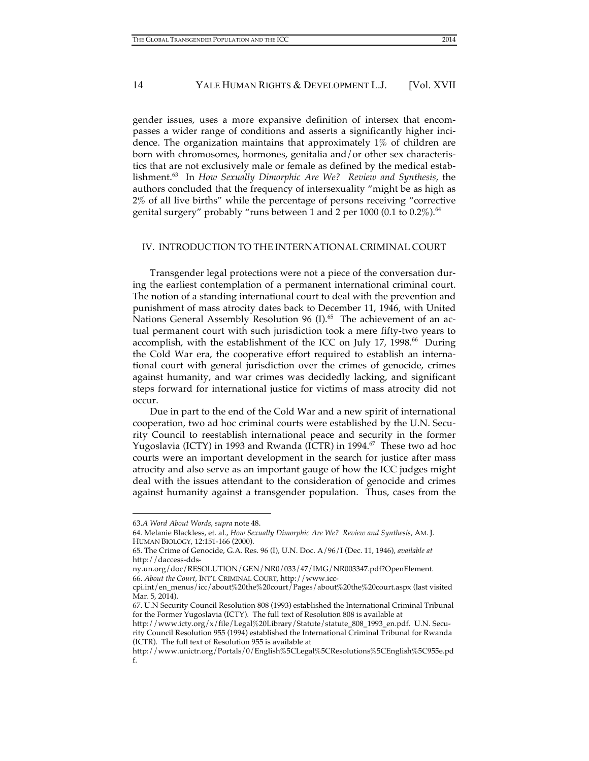gender issues, uses a more expansive definition of intersex that encompasses a wider range of conditions and asserts a significantly higher incidence. The organization maintains that approximately 1% of children are born with chromosomes, hormones, genitalia and/or other sex characteristics that are not exclusively male or female as defined by the medical establishment.[63] In *How Sexually Dimorphic Are We? Review and Synthesis*, the authors concluded that the frequency of intersexuality "might be as high as 2% of all live births" while the percentage of persons receiving "corrective genital surgery" probably "runs between 1 and 2 per 1000 (0.1 to 0.2%).[64]

## IV. INTRODUCTION TO THE INTERNATIONAL CRIMINAL COURT

Transgender legal protections were not a piece of the conversation during the earliest contemplation of a permanent international criminal court. The notion of a standing international court to deal with the prevention and punishment of mass atrocity dates back to December 11, 1946, with United Nations General Assembly Resolution 96 (I).[65] The achievement of an actual permanent court with such jurisdiction took a mere fifty-two years to accomplish, with the establishment of the ICC on July 17, 1998.[66] During the Cold War era, the cooperative effort required to establish an international court with general jurisdiction over the crimes of genocide, crimes against humanity, and war crimes was decidedly lacking, and significant steps forward for international justice for victims of mass atrocity did not occur.

Due in part to the end of the Cold War and a new spirit of international cooperation, two ad hoc criminal courts were established by the U.N. Security Council to reestablish international peace and security in the former Yugoslavia (ICTY) in 1993 and Rwanda (ICTR) in 1994.[67] These two ad hoc courts were an important development in the search for justice after mass atrocity and also serve as an important gauge of how the ICC judges might deal with the issues attendant to the consideration of genocide and crimes against humanity against a transgender population. Thus, cases from the

---

63. *A Word About Words*, *supra* note 48.

64. Melanie Blackless, et. al., *How Sexually Dimorphic Are We? Review and Synthesis*, AM. J. HUMAN BIOLOGY, 12:151-166 (2000).

65. The Crime of Genocide, G.A. Res. 96 (I), U.N. Doc. A/96/I (Dec. 11, 1946), *available at* http://daccess-dds-ny.un.org/doc/RESOLUTION/GEN/NR0/033/47/IMG/NR003347.pdf?OpenElement.

66. *About the Court*, INT'L CRIMINAL COURT, http://www.icc-cpi.int/en_menus/icc/about%20the%20court/Pages/about%20the%20court.aspx (last visited Mar. 5, 2014).

67. U.N Security Council Resolution 808 (1993) established the International Criminal Tribunal for the Former Yugoslavia (ICTY). The full text of Resolution 808 is available at http://www.icty.org/x/file/Legal%20Library/Statute/statute_808_1993_en.pdf. U.N. Security Council Resolution 955 (1994) established the International Criminal Tribunal for Rwanda (ICTR). The full text of Resolution 955 is available at http://www.unictr.org/Portals/0/English%5CLegal%5CResolutions%5CEnglish%5C955e.pdf.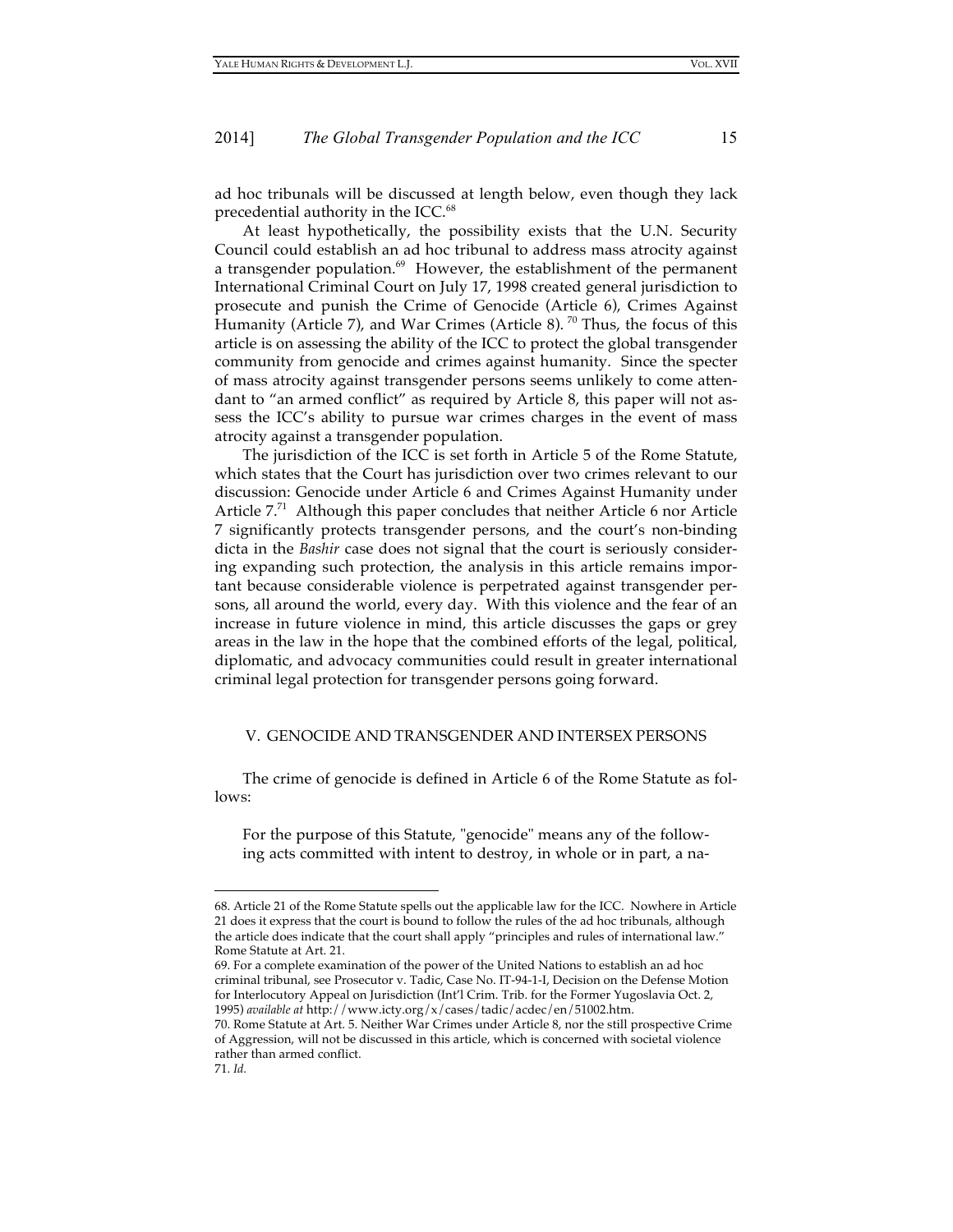ad hoc tribunals will be discussed at length below, even though they lack precedential authority in the ICC.[68]

At least hypothetically, the possibility exists that the U.N. Security Council could establish an ad hoc tribunal to address mass atrocity against a transgender population.[69] However, the establishment of the permanent International Criminal Court on July 17, 1998 created general jurisdiction to prosecute and punish the Crime of Genocide (Article 6), Crimes Against Humanity (Article 7), and War Crimes (Article 8).[70] Thus, the focus of this article is on assessing the ability of the ICC to protect the global transgender community from genocide and crimes against humanity. Since the specter of mass atrocity against transgender persons seems unlikely to come attendant to "an armed conflict" as required by Article 8, this paper will not assess the ICC's ability to pursue war crimes charges in the event of mass atrocity against a transgender population.

The jurisdiction of the ICC is set forth in Article 5 of the Rome Statute, which states that the Court has jurisdiction over two crimes relevant to our discussion: Genocide under Article 6 and Crimes Against Humanity under Article 7.[71] Although this paper concludes that neither Article 6 nor Article 7 significantly protects transgender persons, and the court's non-binding dicta in the *Bashir* case does not signal that the court is seriously considering expanding such protection, the analysis in this article remains important because considerable violence is perpetrated against transgender persons, all around the world, every day. With this violence and the fear of an increase in future violence in mind, this article discusses the gaps or grey areas in the law in the hope that the combined efforts of the legal, political, diplomatic, and advocacy communities could result in greater international criminal legal protection for transgender persons going forward.

## V. GENOCIDE AND TRANSGENDER AND INTERSEX PERSONS

The crime of genocide is defined in Article 6 of the Rome Statute as follows:

> For the purpose of this Statute, "genocide" means any of the following acts committed with intent to destroy, in whole or in part, a na-

---

68. Article 21 of the Rome Statute spells out the applicable law for the ICC. Nowhere in Article 21 does it express that the court is bound to follow the rules of the ad hoc tribunals, although the article does indicate that the court shall apply "principles and rules of international law." Rome Statute at Art. 21.

69. For a complete examination of the power of the United Nations to establish an ad hoc criminal tribunal, see Prosecutor v. Tadic, Case No. IT-94-1-I, Decision on the Defense Motion for Interlocutory Appeal on Jurisdiction (Int'l Crim. Trib. for the Former Yugoslavia Oct. 2, 1995) *available at* http://www.icty.org/x/cases/tadic/acdec/en/51002.htm.

70. Rome Statute at Art. 5. Neither War Crimes under Article 8, nor the still prospective Crime of Aggression, will not be discussed in this article, which is concerned with societal violence rather than armed conflict.

71. *Id.*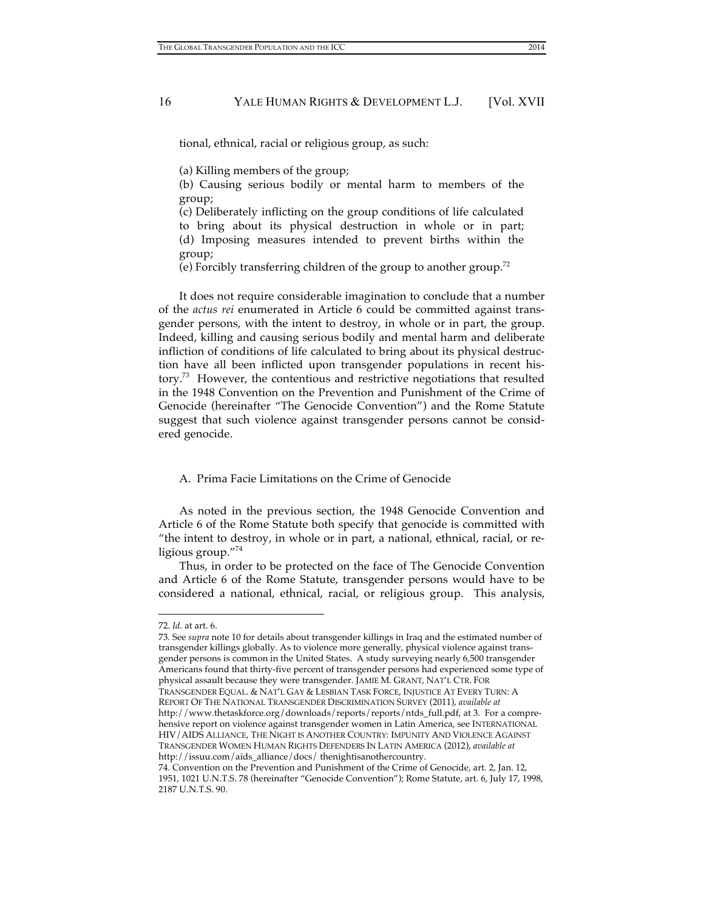tional, ethnical, racial or religious group, as such:

> (a) Killing members of the group;
>
> (b) Causing serious bodily or mental harm to members of the group;
>
> (c) Deliberately inflicting on the group conditions of life calculated to bring about its physical destruction in whole or in part;
>
> (d) Imposing measures intended to prevent births within the group;
>
> (e) Forcibly transferring children of the group to another group.[72]

It does not require considerable imagination to conclude that a number of the *actus rei* enumerated in Article 6 could be committed against transgender persons, with the intent to destroy, in whole or in part, the group. Indeed, killing and causing serious bodily and mental harm and deliberate infliction of conditions of life calculated to bring about its physical destruction have all been inflicted upon transgender populations in recent history.[73] However, the contentious and restrictive negotiations that resulted in the 1948 Convention on the Prevention and Punishment of the Crime of Genocide (hereinafter "The Genocide Convention") and the Rome Statute suggest that such violence against transgender persons cannot be considered genocide.

### A. Prima Facie Limitations on the Crime of Genocide

As noted in the previous section, the 1948 Genocide Convention and Article 6 of the Rome Statute both specify that genocide is committed with "the intent to destroy, in whole or in part, a national, ethnical, racial, or religious group."[74]

Thus, in order to be protected on the face of The Genocide Convention and Article 6 of the Rome Statute, transgender persons would have to be considered a national, ethnical, racial, or religious group. This analysis,

---

72. *Id.* at art. 6.

73. See *supra* note 10 for details about transgender killings in Iraq and the estimated number of transgender killings globally. As to violence more generally, physical violence against transgender persons is common in the United States. A study surveying nearly 6,500 transgender Americans found that thirty-five percent of transgender persons had experienced some type of physical assault because they were transgender. JAMIE M. GRANT, NAT'L CTR. FOR TRANSGENDER EQUAL. & NAT'L GAY & LESBIAN TASK FORCE, INJUSTICE AT EVERY TURN: A REPORT OF THE NATIONAL TRANSGENDER DISCRIMINATION SURVEY (2011), *available at* http://www.thetaskforce.org/downloads/reports/reports/ntds_full.pdf, at 3. For a comprehensive report on violence against transgender women in Latin America, see INTERNATIONAL HIV/AIDS ALLIANCE, THE NIGHT IS ANOTHER COUNTRY: IMPUNITY AND VIOLENCE AGAINST TRANSGENDER WOMEN HUMAN RIGHTS DEFENDERS IN LATIN AMERICA (2012), *available at* http://issuu.com/aids_alliance/docs/ thenightisanothercountry.

74. Convention on the Prevention and Punishment of the Crime of Genocide, art. 2, Jan. 12, 1951, 1021 U.N.T.S. 78 (hereinafter "Genocide Convention"); Rome Statute, art. 6, July 17, 1998, 2187 U.N.T.S. 90.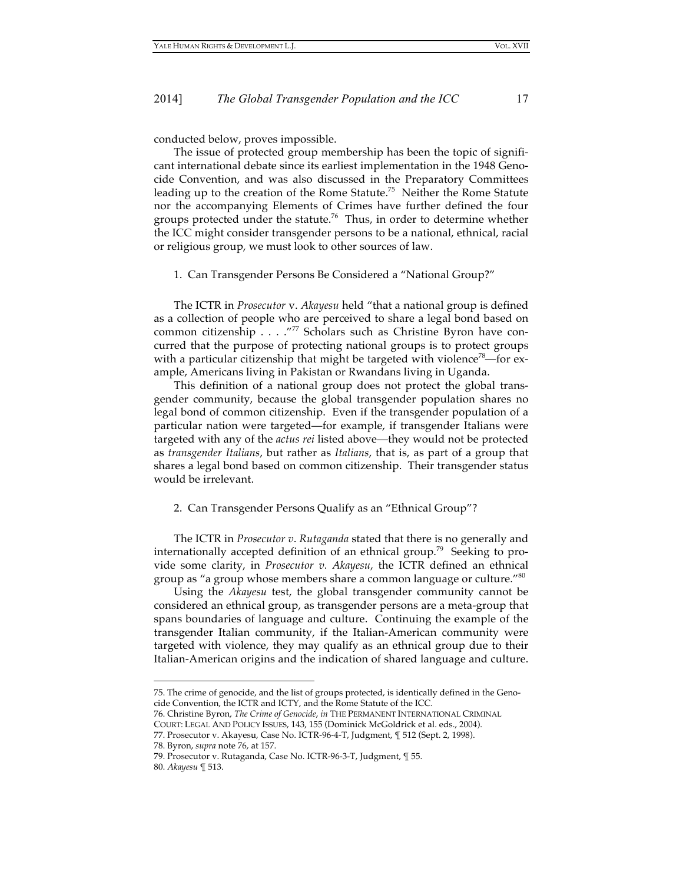conducted below, proves impossible.

The issue of protected group membership has been the topic of significant international debate since its earliest implementation in the 1948 Genocide Convention, and was also discussed in the Preparatory Committees leading up to the creation of the Rome Statute.[75] Neither the Rome Statute nor the accompanying Elements of Crimes have further defined the four groups protected under the statute.[76] Thus, in order to determine whether the ICC might consider transgender persons to be a national, ethnical, racial or religious group, we must look to other sources of law.

### 1. Can Transgender Persons Be Considered a "National Group?"

The ICTR in *Prosecutor* v. *Akayesu* held "that a national group is defined as a collection of people who are perceived to share a legal bond based on common citizenship . . . ."[77] Scholars such as Christine Byron have concurred that the purpose of protecting national groups is to protect groups with a particular citizenship that might be targeted with violence[78]—for example, Americans living in Pakistan or Rwandans living in Uganda.

This definition of a national group does not protect the global transgender community, because the global transgender population shares no legal bond of common citizenship. Even if the transgender population of a particular nation were targeted—for example, if transgender Italians were targeted with any of the *actus rei* listed above—they would not be protected as *transgender Italians*, but rather as *Italians*, that is, as part of a group that shares a legal bond based on common citizenship. Their transgender status would be irrelevant.

### 2. Can Transgender Persons Qualify as an "Ethnical Group"?

The ICTR in *Prosecutor v. Rutaganda* stated that there is no generally and internationally accepted definition of an ethnical group.[79] Seeking to provide some clarity, in *Prosecutor v. Akayesu*, the ICTR defined an ethnical group as "a group whose members share a common language or culture."[80]

Using the *Akayesu* test, the global transgender community cannot be considered an ethnical group, as transgender persons are a meta-group that spans boundaries of language and culture. Continuing the example of the transgender Italian community, if the Italian-American community were targeted with violence, they may qualify as an ethnical group due to their Italian-American origins and the indication of shared language and culture.

---

75. The crime of genocide, and the list of groups protected, is identically defined in the Genocide Convention, the ICTR and ICTY, and the Rome Statute of the ICC.

76. Christine Byron, *The Crime of Genocide*, *in* THE PERMANENT INTERNATIONAL CRIMINAL COURT: LEGAL AND POLICY ISSUES, 143, 155 (Dominick McGoldrick et al. eds., 2004).

77. Prosecutor v. Akayesu, Case No. ICTR-96-4-T, Judgment, ¶ 512 (Sept. 2, 1998).

78. Byron, *supra* note 76, at 157.

79. Prosecutor v. Rutaganda, Case No. ICTR-96-3-T, Judgment, ¶ 55.

80. *Akayesu* ¶ 513.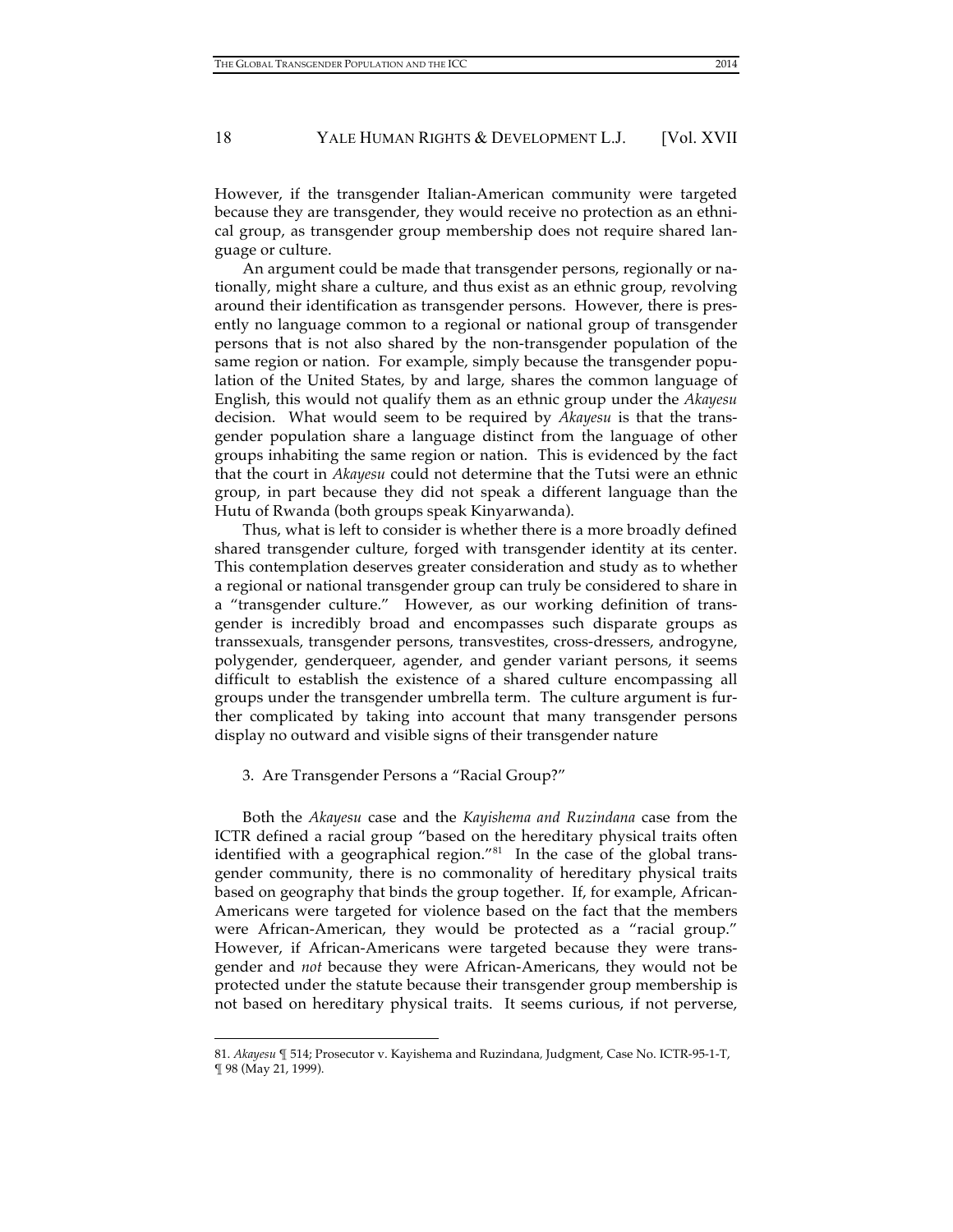However, if the transgender Italian-American community were targeted because they are transgender, they would receive no protection as an ethnical group, as transgender group membership does not require shared language or culture.

An argument could be made that transgender persons, regionally or nationally, might share a culture, and thus exist as an ethnic group, revolving around their identification as transgender persons. However, there is presently no language common to a regional or national group of transgender persons that is not also shared by the non-transgender population of the same region or nation. For example, simply because the transgender population of the United States, by and large, shares the common language of English, this would not qualify them as an ethnic group under the *Akayesu* decision. What would seem to be required by *Akayesu* is that the transgender population share a language distinct from the language of other groups inhabiting the same region or nation. This is evidenced by the fact that the court in *Akayesu* could not determine that the Tutsi were an ethnic group, in part because they did not speak a different language than the Hutu of Rwanda (both groups speak Kinyarwanda).

Thus, what is left to consider is whether there is a more broadly defined shared transgender culture, forged with transgender identity at its center. This contemplation deserves greater consideration and study as to whether a regional or national transgender group can truly be considered to share in a "transgender culture." However, as our working definition of transgender is incredibly broad and encompasses such disparate groups as transsexuals, transgender persons, transvestites, cross-dressers, androgyne, polygender, genderqueer, agender, and gender variant persons, it seems difficult to establish the existence of a shared culture encompassing all groups under the transgender umbrella term. The culture argument is further complicated by taking into account that many transgender persons display no outward and visible signs of their transgender nature

3. Are Transgender Persons a "Racial Group?"

Both the *Akayesu* case and the *Kayishema and Ruzindana* case from the ICTR defined a racial group "based on the hereditary physical traits often identified with a geographical region."[81] In the case of the global transgender community, there is no commonality of hereditary physical traits based on geography that binds the group together. If, for example, African-Americans were targeted for violence based on the fact that the members were African-American, they would be protected as a "racial group." However, if African-Americans were targeted because they were transgender and *not* because they were African-Americans, they would not be protected under the statute because their transgender group membership is not based on hereditary physical traits. It seems curious, if not perverse,

81. *Akayesu* ¶ 514; Prosecutor v. Kayishema and Ruzindana, Judgment, Case No. ICTR-95-1-T, ¶ 98 (May 21, 1999).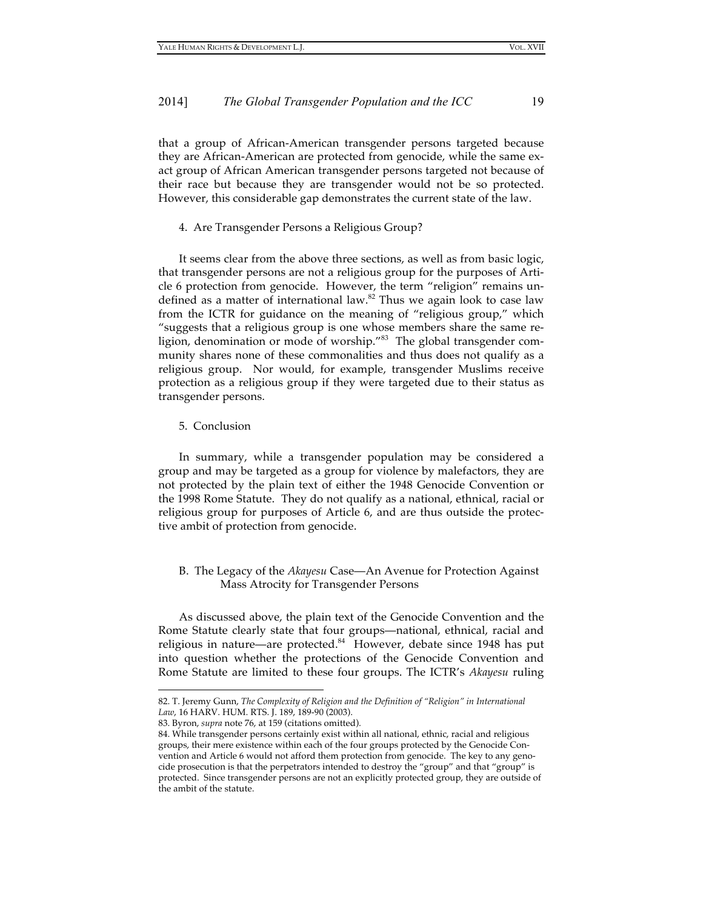that a group of African-American transgender persons targeted because they are African-American are protected from genocide, while the same exact group of African American transgender persons targeted not because of their race but because they are transgender would not be so protected. However, this considerable gap demonstrates the current state of the law.

#### 4. Are Transgender Persons a Religious Group?

It seems clear from the above three sections, as well as from basic logic, that transgender persons are not a religious group for the purposes of Article 6 protection from genocide. However, the term "religion" remains undefined as a matter of international law.[82] Thus we again look to case law from the ICTR for guidance on the meaning of "religious group," which "suggests that a religious group is one whose members share the same religion, denomination or mode of worship."[83] The global transgender community shares none of these commonalities and thus does not qualify as a religious group. Nor would, for example, transgender Muslims receive protection as a religious group if they were targeted due to their status as transgender persons.

#### 5. Conclusion

In summary, while a transgender population may be considered a group and may be targeted as a group for violence by malefactors, they are not protected by the plain text of either the 1948 Genocide Convention or the 1998 Rome Statute. They do not qualify as a national, ethnical, racial or religious group for purposes of Article 6, and are thus outside the protective ambit of protection from genocide.

### B. The Legacy of the *Akayesu* Case—An Avenue for Protection Against Mass Atrocity for Transgender Persons

As discussed above, the plain text of the Genocide Convention and the Rome Statute clearly state that four groups—national, ethnical, racial and religious in nature—are protected.[84] However, debate since 1948 has put into question whether the protections of the Genocide Convention and Rome Statute are limited to these four groups. The ICTR's *Akayesu* ruling

---

82. T. Jeremy Gunn, *The Complexity of Religion and the Definition of "Religion" in International Law*, 16 HARV. HUM. RTS. J. 189, 189-90 (2003).

83. Byron, *supra* note 76, at 159 (citations omitted).

84. While transgender persons certainly exist within all national, ethnic, racial and religious groups, their mere existence within each of the four groups protected by the Genocide Convention and Article 6 would not afford them protection from genocide. The key to any genocide prosecution is that the perpetrators intended to destroy the "group" and that "group" is protected. Since transgender persons are not an explicitly protected group, they are outside of the ambit of the statute.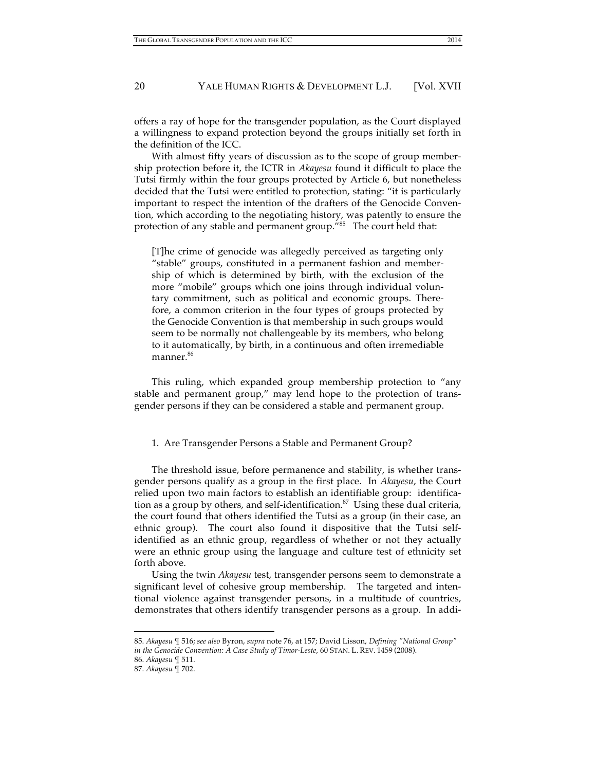offers a ray of hope for the transgender population, as the Court displayed a willingness to expand protection beyond the groups initially set forth in the definition of the ICC.

With almost fifty years of discussion as to the scope of group membership protection before it, the ICTR in *Akayesu* found it difficult to place the Tutsi firmly within the four groups protected by Article 6, but nonetheless decided that the Tutsi were entitled to protection, stating: "it is particularly important to respect the intention of the drafters of the Genocide Convention, which according to the negotiating history, was patently to ensure the protection of any stable and permanent group."[85] The court held that:

> [T]he crime of genocide was allegedly perceived as targeting only "stable" groups, constituted in a permanent fashion and membership of which is determined by birth, with the exclusion of the more "mobile" groups which one joins through individual voluntary commitment, such as political and economic groups. Therefore, a common criterion in the four types of groups protected by the Genocide Convention is that membership in such groups would seem to be normally not challengeable by its members, who belong to it automatically, by birth, in a continuous and often irremediable manner.[86]

This ruling, which expanded group membership protection to "any stable and permanent group," may lend hope to the protection of transgender persons if they can be considered a stable and permanent group.

### 1. Are Transgender Persons a Stable and Permanent Group?

The threshold issue, before permanence and stability, is whether transgender persons qualify as a group in the first place. In *Akayesu*, the Court relied upon two main factors to establish an identifiable group: identification as a group by others, and self-identification.[87] Using these dual criteria, the court found that others identified the Tutsi as a group (in their case, an ethnic group). The court also found it dispositive that the Tutsi self-identified as an ethnic group, regardless of whether or not they actually were an ethnic group using the language and culture test of ethnicity set forth above.

Using the twin *Akayesu* test, transgender persons seem to demonstrate a significant level of cohesive group membership. The targeted and intentional violence against transgender persons, in a multitude of countries, demonstrates that others identify transgender persons as a group. In addi-

---

85. *Akayesu* ¶ 516; *see also* Byron, *supra* note 76, at 157; David Lisson, *Defining "National Group" in the Genocide Convention: A Case Study of Timor-Leste*, 60 STAN. L. REV. 1459 (2008).

86. *Akayesu* ¶ 511.

87. *Akayesu* ¶ 702.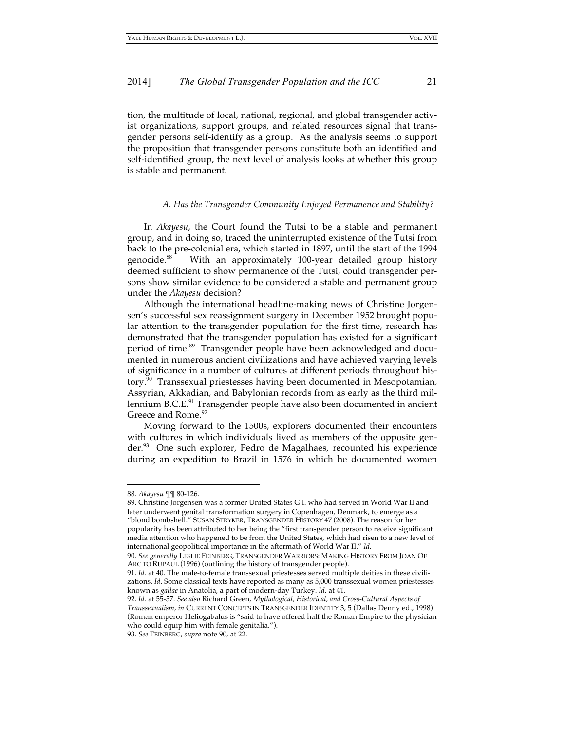tion, the multitude of local, national, regional, and global transgender activist organizations, support groups, and related resources signal that transgender persons self-identify as a group. As the analysis seems to support the proposition that transgender persons constitute both an identified and self-identified group, the next level of analysis looks at whether this group is stable and permanent.

### *A. Has the Transgender Community Enjoyed Permanence and Stability?*

In *Akayesu*, the Court found the Tutsi to be a stable and permanent group, and in doing so, traced the uninterrupted existence of the Tutsi from back to the pre-colonial era, which started in 1897, until the start of the 1994 genocide.[88] With an approximately 100-year detailed group history deemed sufficient to show permanence of the Tutsi, could transgender persons show similar evidence to be considered a stable and permanent group under the *Akayesu* decision?

Although the international headline-making news of Christine Jorgensen's successful sex reassignment surgery in December 1952 brought popular attention to the transgender population for the first time, research has demonstrated that the transgender population has existed for a significant period of time.[89] Transgender people have been acknowledged and documented in numerous ancient civilizations and have achieved varying levels of significance in a number of cultures at different periods throughout history.[90] Transsexual priestesses having been documented in Mesopotamian, Assyrian, Akkadian, and Babylonian records from as early as the third millennium B.C.E.[91] Transgender people have also been documented in ancient Greece and Rome.[92]

Moving forward to the 1500s, explorers documented their encounters with cultures in which individuals lived as members of the opposite gender.[93] One such explorer, Pedro de Magalhaes, recounted his experience during an expedition to Brazil in 1576 in which he documented women

---

88. *Akayesu* ¶¶ 80-126.

89. Christine Jorgensen was a former United States G.I. who had served in World War II and later underwent genital transformation surgery in Copenhagen, Denmark, to emerge as a "blond bombshell." SUSAN STRYKER, TRANSGENDER HISTORY 47 (2008). The reason for her popularity has been attributed to her being the "first transgender person to receive significant media attention who happened to be from the United States, which had risen to a new level of international geopolitical importance in the aftermath of World War II." *Id.*

90. *See generally* LESLIE FEINBERG, TRANSGENDER WARRIORS: MAKING HISTORY FROM JOAN OF ARC TO RUPAUL (1996) (outlining the history of transgender people).

91. *Id.* at 40. The male-to-female transsexual priestesses served multiple deities in these civilizations. *Id*. Some classical texts have reported as many as 5,000 transsexual women priestesses known as *gallae* in Anatolia, a part of modern-day Turkey. *Id.* at 41.

92. *Id.* at 55-57. *See also* Richard Green, *Mythological, Historical, and Cross-Cultural Aspects of Transsexualism*, *in* CURRENT CONCEPTS IN TRANSGENDER IDENTITY 3, 5 (Dallas Denny ed., 1998) (Roman emperor Heliogabalus is "said to have offered half the Roman Empire to the physician who could equip him with female genitalia.").

93. *See* FEINBERG, *supra* note 90, at 22.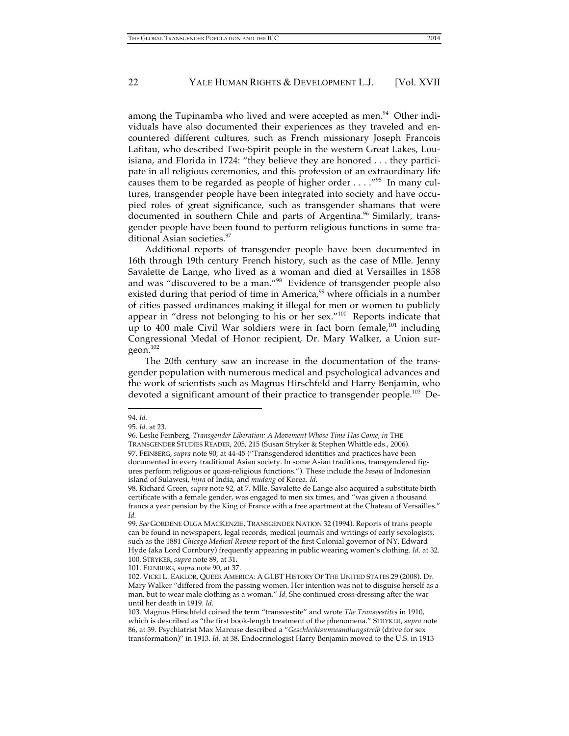among the Tupinamba who lived and were accepted as men.[94] Other individuals have also documented their experiences as they traveled and encountered different cultures, such as French missionary Joseph Francois Lafitau, who described Two-Spirit people in the western Great Lakes, Louisiana, and Florida in 1724: "they believe they are honored . . . they participate in all religious ceremonies, and this profession of an extraordinary life causes them to be regarded as people of higher order . . . ."[95] In many cultures, transgender people have been integrated into society and have occupied roles of great significance, such as transgender shamans that were documented in southern Chile and parts of Argentina.[96] Similarly, transgender people have been found to perform religious functions in some traditional Asian societies.[97]

Additional reports of transgender people have been documented in 16th through 19th century French history, such as the case of Mlle. Jenny Savalette de Lange, who lived as a woman and died at Versailles in 1858 and was "discovered to be a man."[98] Evidence of transgender people also existed during that period of time in America,[99] where officials in a number of cities passed ordinances making it illegal for men or women to publicly appear in "dress not belonging to his or her sex."[100] Reports indicate that up to 400 male Civil War soldiers were in fact born female,[101] including Congressional Medal of Honor recipient, Dr. Mary Walker, a Union surgeon.[102]

The 20th century saw an increase in the documentation of the transgender population with numerous medical and psychological advances and the work of scientists such as Magnus Hirschfeld and Harry Benjamin, who devoted a significant amount of their practice to transgender people.[103] De-

---

94. *Id.*

95. *Id.* at 23.

96. Leslie Feinberg, *Transgender Liberation: A Movement Whose Time Has Come*, *in* THE TRANSGENDER STUDIES READER, 205, 215 (Susan Stryker & Stephen Whittle eds., 2006).

97. FEINBERG, *supra* note 90, at 44-45 ("Transgendered identities and practices have been documented in every traditional Asian society. In some Asian traditions, transgendered figures perform religious or quasi-religious functions."). These include the *basaja* of Indonesian island of Sulawesi, *hijra* of India, and *mudang* of Korea. *Id.*

98. Richard Green, *supra* note 92, at 7. Mlle. Savalette de Lange also acquired a substitute birth certificate with a female gender, was engaged to men six times, and "was given a thousand francs a year pension by the King of France with a free apartment at the Chateau of Versailles." *Id.*

99. *See* GORDENE OLGA MACKENZIE, TRANSGENDER NATION 32 (1994). Reports of trans people can be found in newspapers, legal records, medical journals and writings of early sexologists, such as the 1881 *Chicago Medical Review* report of the first Colonial governor of NY, Edward Hyde (aka Lord Cornbury) frequently appearing in public wearing women's clothing. *Id*. at 32.

100. STRYKER, *supra* note 89, at 31.

101. FEINBERG, *supra* note 90, at 37.

102. VICKI L. EAKLOR, QUEER AMERICA: A GLBT HISTORY OF THE UNITED STATES 29 (2008). Dr. Mary Walker "differed from the passing women. Her intention was not to disguise herself as a man, but to wear male clothing as a woman." *Id.* She continued cross-dressing after the war until her death in 1919. *Id.*

103. Magnus Hirschfeld coined the term "transvestite" and wrote *The Transvestites* in 1910, which is described as "the first book-length treatment of the phenomena." STRYKER, *supra* note 86, at 39. Psychiatrist Max Marcuse described a "*Geschlechtsumwandlungstreib* (drive for sex transformation)" in 1913. *Id.* at 38. Endocrinologist Harry Benjamin moved to the U.S. in 1913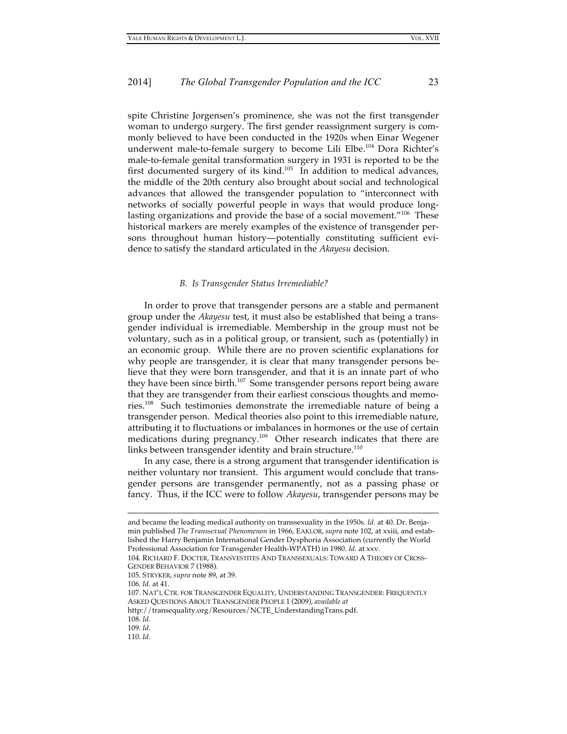spite Christine Jorgensen's prominence, she was not the first transgender woman to undergo surgery. The first gender reassignment surgery is commonly believed to have been conducted in the 1920s when Einar Wegener underwent male-to-female surgery to become Lili Elbe.[104] Dora Richter's male-to-female genital transformation surgery in 1931 is reported to be the first documented surgery of its kind.[105] In addition to medical advances, the middle of the 20th century also brought about social and technological advances that allowed the transgender population to "interconnect with networks of socially powerful people in ways that would produce long-lasting organizations and provide the base of a social movement."[106] These historical markers are merely examples of the existence of transgender persons throughout human history—potentially constituting sufficient evidence to satisfy the standard articulated in the *Akayesu* decision.

### *B. Is Transgender Status Irremediable?*

In order to prove that transgender persons are a stable and permanent group under the *Akayesu* test, it must also be established that being a transgender individual is irremediable. Membership in the group must not be voluntary, such as in a political group, or transient, such as (potentially) in an economic group. While there are no proven scientific explanations for why people are transgender, it is clear that many transgender persons believe that they were born transgender, and that it is an innate part of who they have been since birth.[107] Some transgender persons report being aware that they are transgender from their earliest conscious thoughts and memories.[108] Such testimonies demonstrate the irremediable nature of being a transgender person. Medical theories also point to this irremediable nature, attributing it to fluctuations or imbalances in hormones or the use of certain medications during pregnancy.[109] Other research indicates that there are links between transgender identity and brain structure.[110]

In any case, there is a strong argument that transgender identification is neither voluntary nor transient. This argument would conclude that transgender persons are transgender permanently, not as a passing phase or fancy. Thus, if the ICC were to follow *Akayesu*, transgender persons may be

---

and became the leading medical authority on transsexuality in the 1950s. *Id.* at 40. Dr. Benjamin published *The Transsexual Phenomenon* in 1966, EAKLOR, *supra* note 102, at xxiii, and established the Harry Benjamin International Gender Dysphoria Association (currently the World Professional Association for Transgender Health-WPATH) in 1980. *Id.* at xxv.

104. RICHARD F. DOCTER, TRANSVESTITES AND TRANSSEXUALS: TOWARD A THEORY OF CROSS-GENDER BEHAVIOR 7 (1988).

105. STRYKER, *supra* note 89, at 39.

106. *Id.* at 41.

107. NAT'L CTR. FOR TRANSGENDER EQUALITY, UNDERSTANDING TRANSGENDER: FREQUENTLY ASKED QUESTIONS ABOUT TRANSGENDER PEOPLE 1 (2009), *available at* http://transequality.org/Resources/NCTE_UnderstandingTrans.pdf.

108. *Id.*

109. *Id.*

110. *Id.*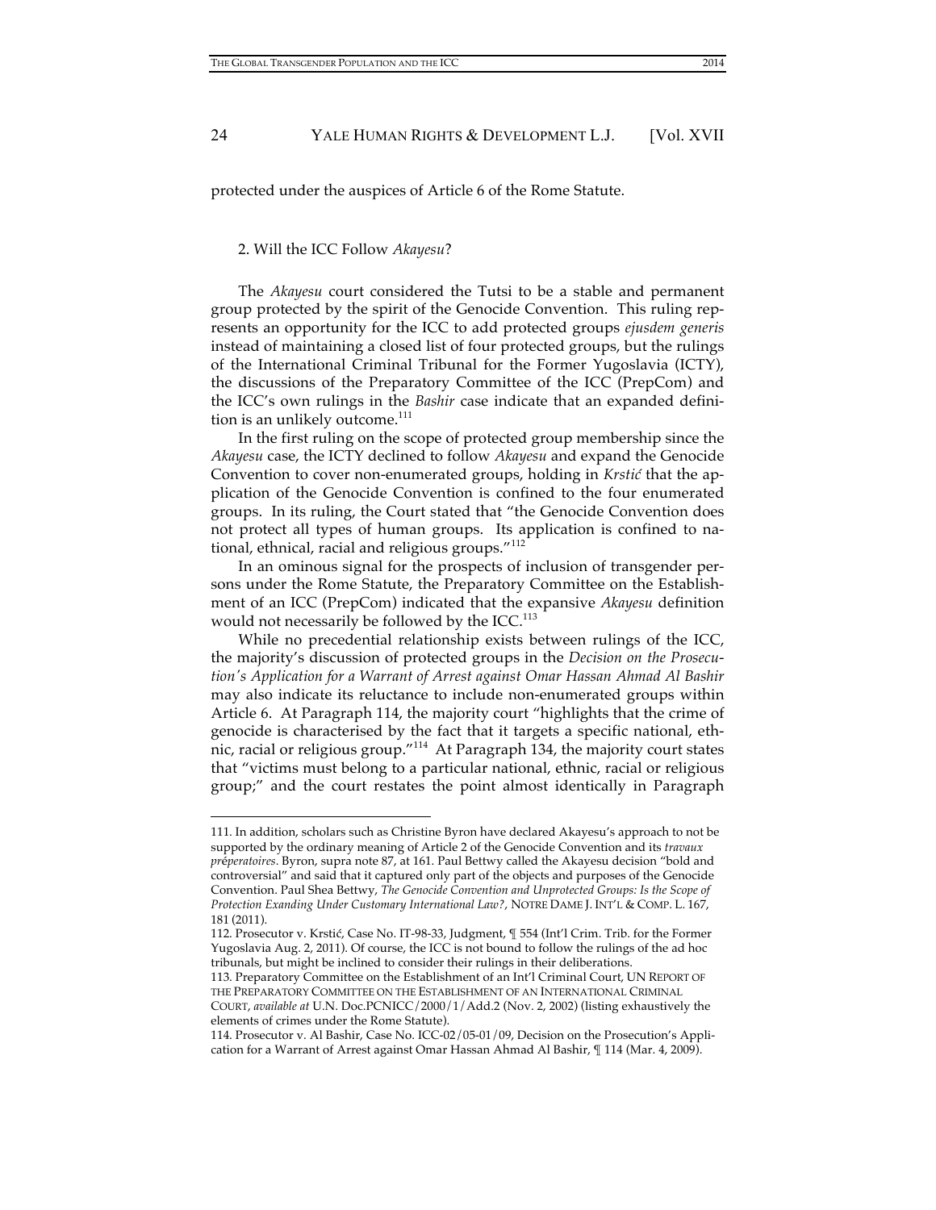protected under the auspices of Article 6 of the Rome Statute.

### 2. Will the ICC Follow *Akayesu*?

The *Akayesu* court considered the Tutsi to be a stable and permanent group protected by the spirit of the Genocide Convention. This ruling represents an opportunity for the ICC to add protected groups *ejusdem generis* instead of maintaining a closed list of four protected groups, but the rulings of the International Criminal Tribunal for the Former Yugoslavia (ICTY), the discussions of the Preparatory Committee of the ICC (PrepCom) and the ICC's own rulings in the *Bashir* case indicate that an expanded definition is an unlikely outcome.[111]

In the first ruling on the scope of protected group membership since the *Akayesu* case, the ICTY declined to follow *Akayesu* and expand the Genocide Convention to cover non-enumerated groups, holding in *Krstić* that the application of the Genocide Convention is confined to the four enumerated groups. In its ruling, the Court stated that "the Genocide Convention does not protect all types of human groups. Its application is confined to national, ethnical, racial and religious groups."[112]

In an ominous signal for the prospects of inclusion of transgender persons under the Rome Statute, the Preparatory Committee on the Establishment of an ICC (PrepCom) indicated that the expansive *Akayesu* definition would not necessarily be followed by the ICC.[113]

While no precedential relationship exists between rulings of the ICC, the majority's discussion of protected groups in the *Decision on the Prosecution's Application for a Warrant of Arrest against Omar Hassan Ahmad Al Bashir* may also indicate its reluctance to include non-enumerated groups within Article 6. At Paragraph 114, the majority court "highlights that the crime of genocide is characterised by the fact that it targets a specific national, ethnic, racial or religious group."[114] At Paragraph 134, the majority court states that "victims must belong to a particular national, ethnic, racial or religious group;" and the court restates the point almost identically in Paragraph

---

111. In addition, scholars such as Christine Byron have declared Akayesu's approach to not be supported by the ordinary meaning of Article 2 of the Genocide Convention and its *travaux préperatoires*. Byron, supra note 87, at 161. Paul Bettwy called the Akayesu decision "bold and controversial" and said that it captured only part of the objects and purposes of the Genocide Convention. Paul Shea Bettwy, *The Genocide Convention and Unprotected Groups: Is the Scope of Protection Exanding Under Customary International Law?*, NOTRE DAME J. INT'L & COMP. L. 167, 181 (2011).

112. Prosecutor v. Krstić, Case No. IT-98-33, Judgment, ¶ 554 (Int'l Crim. Trib. for the Former Yugoslavia Aug. 2, 2011). Of course, the ICC is not bound to follow the rulings of the ad hoc tribunals, but might be inclined to consider their rulings in their deliberations.

113. Preparatory Committee on the Establishment of an Int'l Criminal Court, UN REPORT OF THE PREPARATORY COMMITTEE ON THE ESTABLISHMENT OF AN INTERNATIONAL CRIMINAL COURT, *available at* U.N. Doc.PCNICC/2000/1/Add.2 (Nov. 2, 2002) (listing exhaustively the elements of crimes under the Rome Statute).

114. Prosecutor v. Al Bashir, Case No. ICC-02/05-01/09, Decision on the Prosecution's Application for a Warrant of Arrest against Omar Hassan Ahmad Al Bashir, ¶ 114 (Mar. 4, 2009).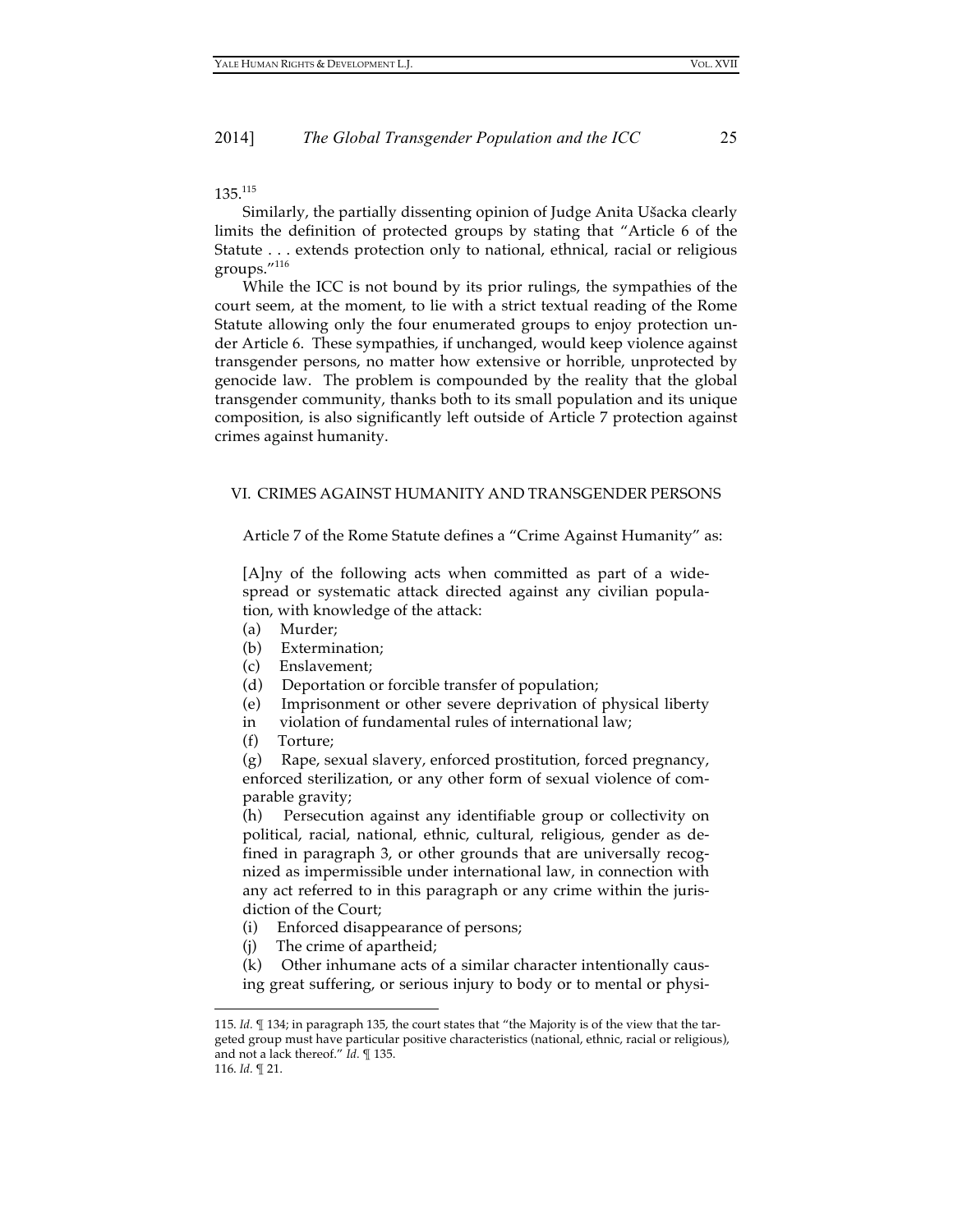135.[115]

Similarly, the partially dissenting opinion of Judge Anita Ušacka clearly limits the definition of protected groups by stating that "Article 6 of the Statute . . . extends protection only to national, ethnical, racial or religious groups."[116]

While the ICC is not bound by its prior rulings, the sympathies of the court seem, at the moment, to lie with a strict textual reading of the Rome Statute allowing only the four enumerated groups to enjoy protection under Article 6. These sympathies, if unchanged, would keep violence against transgender persons, no matter how extensive or horrible, unprotected by genocide law. The problem is compounded by the reality that the global transgender community, thanks both to its small population and its unique composition, is also significantly left outside of Article 7 protection against crimes against humanity.

## VI. CRIMES AGAINST HUMANITY AND TRANSGENDER PERSONS

Article 7 of the Rome Statute defines a "Crime Against Humanity" as:

> [A]ny of the following acts when committed as part of a widespread or systematic attack directed against any civilian population, with knowledge of the attack:
>
> (a) Murder;
> (b) Extermination;
> (c) Enslavement;
> (d) Deportation or forcible transfer of population;
> (e) Imprisonment or other severe deprivation of physical liberty in violation of fundamental rules of international law;
> (f) Torture;
> (g) Rape, sexual slavery, enforced prostitution, forced pregnancy, enforced sterilization, or any other form of sexual violence of comparable gravity;
> (h) Persecution against any identifiable group or collectivity on political, racial, national, ethnic, cultural, religious, gender as defined in paragraph 3, or other grounds that are universally recognized as impermissible under international law, in connection with any act referred to in this paragraph or any crime within the jurisdiction of the Court;
> (i) Enforced disappearance of persons;
> (j) The crime of apartheid;
> (k) Other inhumane acts of a similar character intentionally causing great suffering, or serious injury to body or to mental or physi-

---

115. *Id.* ¶ 134; in paragraph 135, the court states that "the Majority is of the view that the targeted group must have particular positive characteristics (national, ethnic, racial or religious), and not a lack thereof." *Id.* ¶ 135.

116. *Id.* ¶ 21.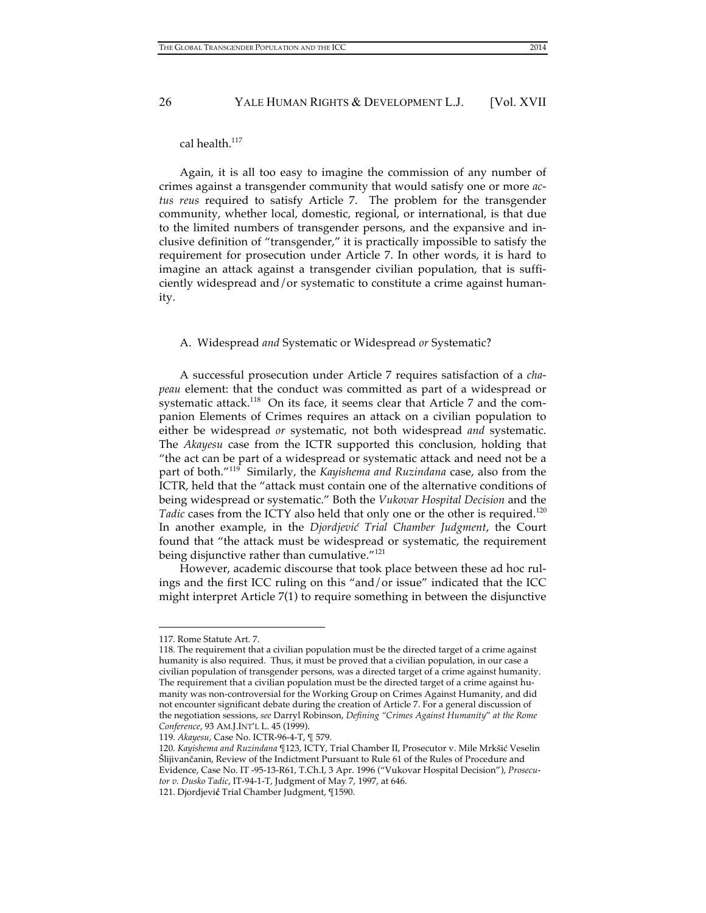cal health.[117]

Again, it is all too easy to imagine the commission of any number of crimes against a transgender community that would satisfy one or more *actus reus* required to satisfy Article 7. The problem for the transgender community, whether local, domestic, regional, or international, is that due to the limited numbers of transgender persons, and the expansive and inclusive definition of "transgender," it is practically impossible to satisfy the requirement for prosecution under Article 7. In other words, it is hard to imagine an attack against a transgender civilian population, that is sufficiently widespread and/or systematic to constitute a crime against humanity.

### A. Widespread *and* Systematic or Widespread *or* Systematic?

A successful prosecution under Article 7 requires satisfaction of a *chapeau* element: that the conduct was committed as part of a widespread or systematic attack.[118] On its face, it seems clear that Article 7 and the companion Elements of Crimes requires an attack on a civilian population to either be widespread *or* systematic, not both widespread *and* systematic. The *Akayesu* case from the ICTR supported this conclusion, holding that "the act can be part of a widespread or systematic attack and need not be a part of both."[119] Similarly, the *Kayishema and Ruzindana* case, also from the ICTR, held that the "attack must contain one of the alternative conditions of being widespread or systematic." Both the *Vukovar Hospital Decision* and the *Tadic* cases from the ICTY also held that only one or the other is required.[120] In another example, in the *Djordjević Trial Chamber Judgment*, the Court found that "the attack must be widespread or systematic, the requirement being disjunctive rather than cumulative."[121]

However, academic discourse that took place between these ad hoc rulings and the first ICC ruling on this "and/or issue" indicated that the ICC might interpret Article 7(1) to require something in between the disjunctive

---

117. Rome Statute Art. 7.

118. The requirement that a civilian population must be the directed target of a crime against humanity is also required. Thus, it must be proved that a civilian population, in our case a civilian population of transgender persons, was a directed target of a crime against humanity. The requirement that a civilian population must be the directed target of a crime against humanity was non-controversial for the Working Group on Crimes Against Humanity, and did not encounter significant debate during the creation of Article 7. For a general discussion of the negotiation sessions, *see* Darryl Robinson, *Defining "Crimes Against Humanity" at the Rome Conference*, 93 AM.J.INT'L L. 45 (1999).

119. *Akayesu*, Case No. ICTR-96-4-T, ¶ 579.

120. *Kayishema and Ruzindana* ¶123, ICTY, Trial Chamber II, Prosecutor v. Mile Mrkšić Veselin Šlijivančanin, Review of the Indictment Pursuant to Rule 61 of the Rules of Procedure and Evidence, Case No. IT -95-13-R61, T.Ch.I, 3 Apr. 1996 ("Vukovar Hospital Decision"), *Prosecutor v. Dusko Tadic*, IT-94-1-T, Judgment of May 7, 1997, at 646.

121. Djordjević Trial Chamber Judgment, ¶1590.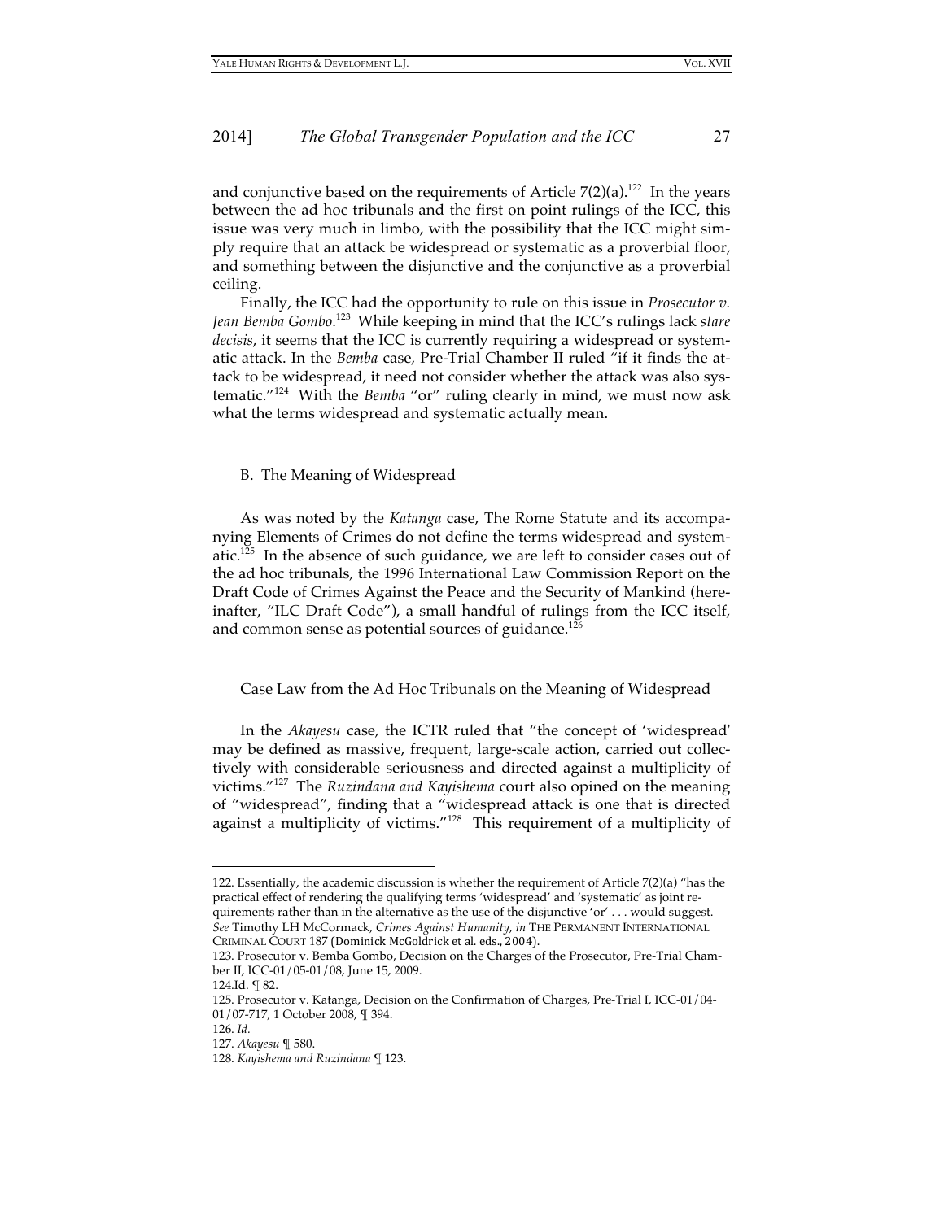and conjunctive based on the requirements of Article 7(2)(a).[122] In the years between the ad hoc tribunals and the first on point rulings of the ICC, this issue was very much in limbo, with the possibility that the ICC might simply require that an attack be widespread or systematic as a proverbial floor, and something between the disjunctive and the conjunctive as a proverbial ceiling.

Finally, the ICC had the opportunity to rule on this issue in *Prosecutor v. Jean Bemba Gombo*.[123] While keeping in mind that the ICC's rulings lack *stare decisis*, it seems that the ICC is currently requiring a widespread or systematic attack. In the *Bemba* case, Pre-Trial Chamber II ruled "if it finds the attack to be widespread, it need not consider whether the attack was also systematic."[124] With the *Bemba* "or" ruling clearly in mind, we must now ask what the terms widespread and systematic actually mean.

## B. The Meaning of Widespread

As was noted by the *Katanga* case, The Rome Statute and its accompanying Elements of Crimes do not define the terms widespread and systematic.[125] In the absence of such guidance, we are left to consider cases out of the ad hoc tribunals, the 1996 International Law Commission Report on the Draft Code of Crimes Against the Peace and the Security of Mankind (hereinafter, "ILC Draft Code"), a small handful of rulings from the ICC itself, and common sense as potential sources of guidance.[126]

### Case Law from the Ad Hoc Tribunals on the Meaning of Widespread

In the *Akayesu* case, the ICTR ruled that "the concept of 'widespread' may be defined as massive, frequent, large-scale action, carried out collectively with considerable seriousness and directed against a multiplicity of victims."[127] The *Ruzindana and Kayishema* court also opined on the meaning of "widespread", finding that a "widespread attack is one that is directed against a multiplicity of victims."[128] This requirement of a multiplicity of

---

122. Essentially, the academic discussion is whether the requirement of Article 7(2)(a) "has the practical effect of rendering the qualifying terms 'widespread' and 'systematic' as joint requirements rather than in the alternative as the use of the disjunctive 'or' . . . would suggest. *See* Timothy LH McCormack, *Crimes Against Humanity*, *in* THE PERMANENT INTERNATIONAL CRIMINAL COURT 187 (Dominick McGoldrick et al. eds., 2004).

123. Prosecutor v. Bemba Gombo, Decision on the Charges of the Prosecutor, Pre-Trial Chamber II, ICC-01/05-01/08, June 15, 2009.

124. Id. ¶ 82.

125. Prosecutor v. Katanga, Decision on the Confirmation of Charges, Pre-Trial I, ICC-01/04-01/07-717, 1 October 2008, ¶ 394.

126. *Id.*

127. *Akayesu* ¶ 580.

128. *Kayishema and Ruzindana* ¶ 123.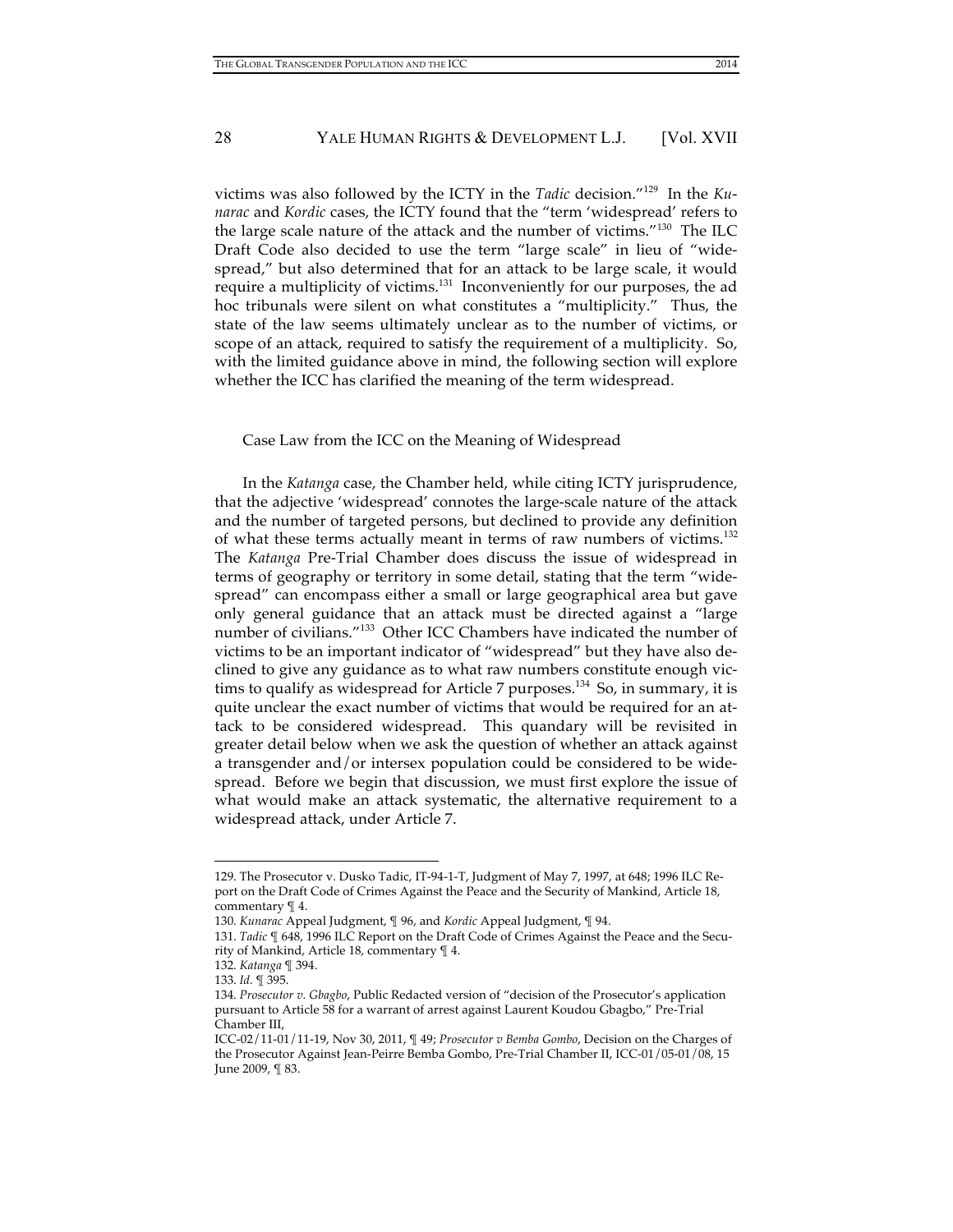victims was also followed by the ICTY in the *Tadic* decision."[129] In the *Kunarac* and *Kordic* cases, the ICTY found that the "term 'widespread' refers to the large scale nature of the attack and the number of victims."[130] The ILC Draft Code also decided to use the term "large scale" in lieu of "widespread," but also determined that for an attack to be large scale, it would require a multiplicity of victims.[131] Inconveniently for our purposes, the ad hoc tribunals were silent on what constitutes a "multiplicity." Thus, the state of the law seems ultimately unclear as to the number of victims, or scope of an attack, required to satisfy the requirement of a multiplicity. So, with the limited guidance above in mind, the following section will explore whether the ICC has clarified the meaning of the term widespread.

### Case Law from the ICC on the Meaning of Widespread

In the *Katanga* case, the Chamber held, while citing ICTY jurisprudence, that the adjective 'widespread' connotes the large-scale nature of the attack and the number of targeted persons, but declined to provide any definition of what these terms actually meant in terms of raw numbers of victims.[132] The *Katanga* Pre-Trial Chamber does discuss the issue of widespread in terms of geography or territory in some detail, stating that the term "widespread" can encompass either a small or large geographical area but gave only general guidance that an attack must be directed against a "large number of civilians."[133] Other ICC Chambers have indicated the number of victims to be an important indicator of "widespread" but they have also declined to give any guidance as to what raw numbers constitute enough victims to qualify as widespread for Article 7 purposes.[134] So, in summary, it is quite unclear the exact number of victims that would be required for an attack to be considered widespread. This quandary will be revisited in greater detail below when we ask the question of whether an attack against a transgender and/or intersex population could be considered to be widespread. Before we begin that discussion, we must first explore the issue of what would make an attack systematic, the alternative requirement to a widespread attack, under Article 7.

---

129. The Prosecutor v. Dusko Tadic, IT-94-1-T, Judgment of May 7, 1997, at 648; 1996 ILC Report on the Draft Code of Crimes Against the Peace and the Security of Mankind, Article 18, commentary ¶ 4.

130. *Kunarac* Appeal Judgment, ¶ 96, and *Kordic* Appeal Judgment, ¶ 94.

131. *Tadic* ¶ 648, 1996 ILC Report on the Draft Code of Crimes Against the Peace and the Security of Mankind, Article 18, commentary ¶ 4.

132. *Katanga* ¶ 394.

133. *Id.* ¶ 395.

134. *Prosecutor v. Gbagbo*, Public Redacted version of "decision of the Prosecutor's application pursuant to Article 58 for a warrant of arrest against Laurent Koudou Gbagbo," Pre-Trial Chamber III, ICC-02/11-01/11-19, Nov 30, 2011, ¶ 49; *Prosecutor v Bemba Gombo*, Decision on the Charges of the Prosecutor Against Jean-Peirre Bemba Gombo, Pre-Trial Chamber II, ICC-01/05-01/08, 15 June 2009, ¶ 83.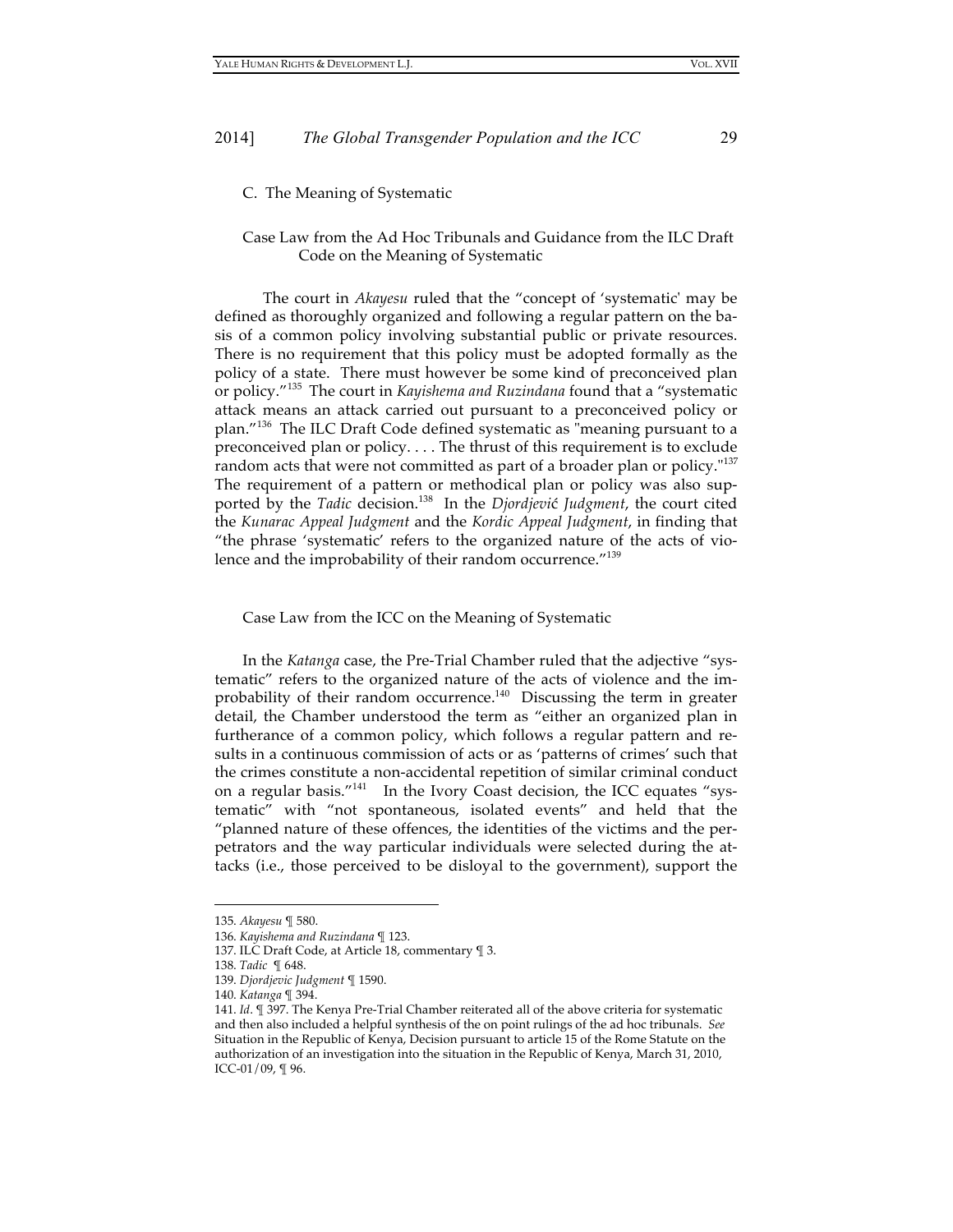### C. The Meaning of Systematic

#### Case Law from the Ad Hoc Tribunals and Guidance from the ILC Draft Code on the Meaning of Systematic

The court in *Akayesu* ruled that the "concept of 'systematic' may be defined as thoroughly organized and following a regular pattern on the basis of a common policy involving substantial public or private resources. There is no requirement that this policy must be adopted formally as the policy of a state. There must however be some kind of preconceived plan or policy."[135] The court in *Kayishema and Ruzindana* found that a "systematic attack means an attack carried out pursuant to a preconceived policy or plan."[136] The ILC Draft Code defined systematic as "meaning pursuant to a preconceived plan or policy. . . . The thrust of this requirement is to exclude random acts that were not committed as part of a broader plan or policy."[137] The requirement of a pattern or methodical plan or policy was also supported by the *Tadic* decision.[138] In the *Djordjević Judgment*, the court cited the *Kunarac Appeal Judgment* and the *Kordic Appeal Judgment*, in finding that "the phrase 'systematic' refers to the organized nature of the acts of violence and the improbability of their random occurrence."[139]

#### Case Law from the ICC on the Meaning of Systematic

In the *Katanga* case, the Pre-Trial Chamber ruled that the adjective "systematic" refers to the organized nature of the acts of violence and the improbability of their random occurrence.[140] Discussing the term in greater detail, the Chamber understood the term as "either an organized plan in furtherance of a common policy, which follows a regular pattern and results in a continuous commission of acts or as 'patterns of crimes' such that the crimes constitute a non-accidental repetition of similar criminal conduct on a regular basis."[141] In the Ivory Coast decision, the ICC equates "systematic" with "not spontaneous, isolated events" and held that the "planned nature of these offences, the identities of the victims and the perpetrators and the way particular individuals were selected during the attacks (i.e., those perceived to be disloyal to the government), support the

---

135. *Akayesu* ¶ 580.

136. *Kayishema and Ruzindana* ¶ 123.

137. ILC Draft Code, at Article 18, commentary ¶ 3.

138. *Tadic* ¶ 648.

139. *Djordjevic Judgment* ¶ 1590.

140. *Katanga* ¶ 394.

141. *Id*. ¶ 397. The Kenya Pre-Trial Chamber reiterated all of the above criteria for systematic and then also included a helpful synthesis of the on point rulings of the ad hoc tribunals. *See* Situation in the Republic of Kenya, Decision pursuant to article 15 of the Rome Statute on the authorization of an investigation into the situation in the Republic of Kenya, March 31, 2010, ICC-01/09, ¶ 96.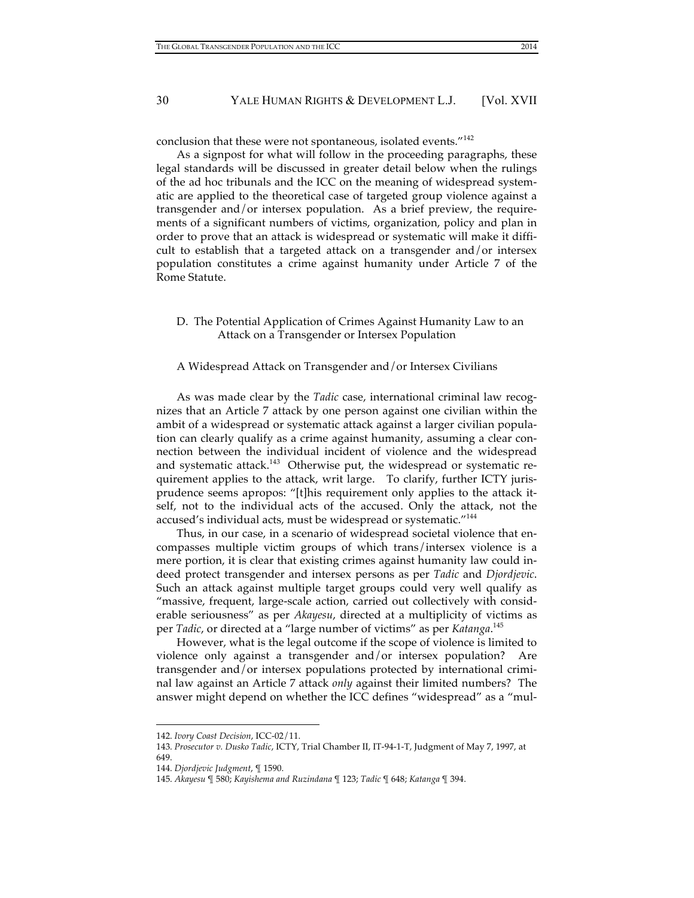conclusion that these were not spontaneous, isolated events."[142]

As a signpost for what will follow in the proceeding paragraphs, these legal standards will be discussed in greater detail below when the rulings of the ad hoc tribunals and the ICC on the meaning of widespread systematic are applied to the theoretical case of targeted group violence against a transgender and/or intersex population. As a brief preview, the requirements of a significant numbers of victims, organization, policy and plan in order to prove that an attack is widespread or systematic will make it difficult to establish that a targeted attack on a transgender and/or intersex population constitutes a crime against humanity under Article 7 of the Rome Statute.

### D. The Potential Application of Crimes Against Humanity Law to an Attack on a Transgender or Intersex Population

#### A Widespread Attack on Transgender and/or Intersex Civilians

As was made clear by the *Tadic* case, international criminal law recognizes that an Article 7 attack by one person against one civilian within the ambit of a widespread or systematic attack against a larger civilian population can clearly qualify as a crime against humanity, assuming a clear connection between the individual incident of violence and the widespread and systematic attack.[143] Otherwise put, the widespread or systematic requirement applies to the attack, writ large. To clarify, further ICTY jurisprudence seems apropos: "[t]his requirement only applies to the attack itself, not to the individual acts of the accused. Only the attack, not the accused's individual acts, must be widespread or systematic."[144]

Thus, in our case, in a scenario of widespread societal violence that encompasses multiple victim groups of which trans/intersex violence is a mere portion, it is clear that existing crimes against humanity law could indeed protect transgender and intersex persons as per *Tadic* and *Djordjevic*. Such an attack against multiple target groups could very well qualify as "massive, frequent, large-scale action, carried out collectively with considerable seriousness" as per *Akayesu*, directed at a multiplicity of victims as per *Tadic*, or directed at a "large number of victims" as per *Katanga*.[145]

However, what is the legal outcome if the scope of violence is limited to violence only against a transgender and/or intersex population? Are transgender and/or intersex populations protected by international criminal law against an Article 7 attack *only* against their limited numbers? The answer might depend on whether the ICC defines "widespread" as a "mul-

---

142. *Ivory Coast Decision*, ICC-02/11.

143. *Prosecutor v. Dusko Tadic*, ICTY, Trial Chamber II, IT-94-1-T, Judgment of May 7, 1997, at 649.

144. *Djordjevic Judgment*, ¶ 1590.

145. *Akayesu* ¶ 580; *Kayishema and Ruzindana* ¶ 123; *Tadic* ¶ 648; *Katanga* ¶ 394.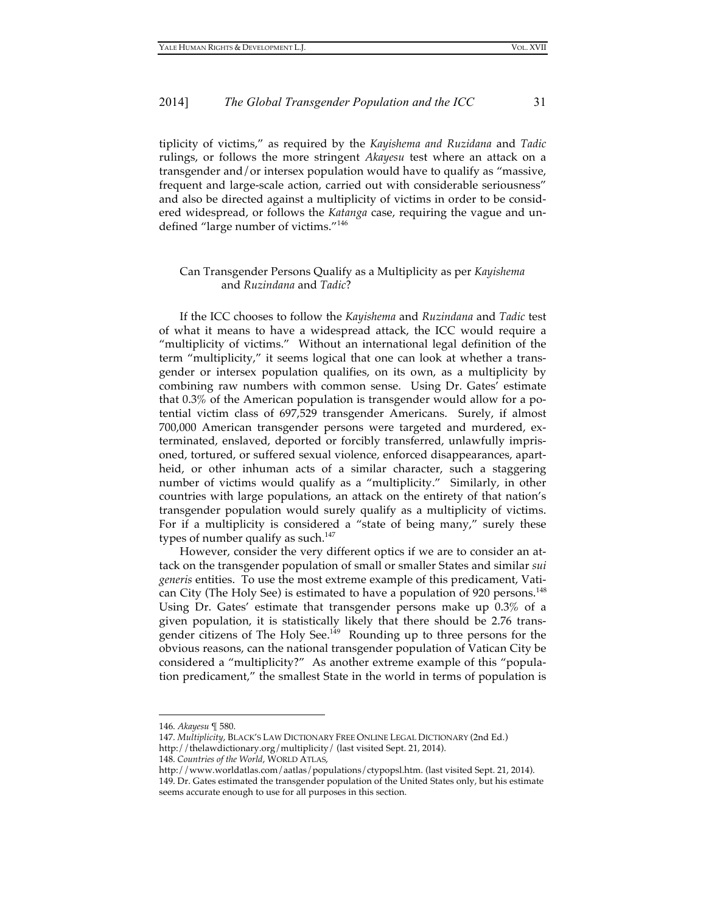tiplicity of victims," as required by the *Kayishema and Ruzidana* and *Tadic* rulings, or follows the more stringent *Akayesu* test where an attack on a transgender and/or intersex population would have to qualify as "massive, frequent and large-scale action, carried out with considerable seriousness" and also be directed against a multiplicity of victims in order to be considered widespread, or follows the *Katanga* case, requiring the vague and undefined "large number of victims."[146]

### Can Transgender Persons Qualify as a Multiplicity as per *Kayishema* and *Ruzindana* and *Tadic*?

If the ICC chooses to follow the *Kayishema* and *Ruzindana* and *Tadic* test of what it means to have a widespread attack, the ICC would require a "multiplicity of victims." Without an international legal definition of the term "multiplicity," it seems logical that one can look at whether a transgender or intersex population qualifies, on its own, as a multiplicity by combining raw numbers with common sense. Using Dr. Gates' estimate that 0.3% of the American population is transgender would allow for a potential victim class of 697,529 transgender Americans. Surely, if almost 700,000 American transgender persons were targeted and murdered, exterminated, enslaved, deported or forcibly transferred, unlawfully imprisoned, tortured, or suffered sexual violence, enforced disappearances, apartheid, or other inhuman acts of a similar character, such a staggering number of victims would qualify as a "multiplicity." Similarly, in other countries with large populations, an attack on the entirety of that nation's transgender population would surely qualify as a multiplicity of victims. For if a multiplicity is considered a "state of being many," surely these types of number qualify as such.[147]

However, consider the very different optics if we are to consider an attack on the transgender population of small or smaller States and similar *sui generis* entities. To use the most extreme example of this predicament, Vatican City (The Holy See) is estimated to have a population of 920 persons.[148] Using Dr. Gates' estimate that transgender persons make up 0.3% of a given population, it is statistically likely that there should be 2.76 transgender citizens of The Holy See.[149] Rounding up to three persons for the obvious reasons, can the national transgender population of Vatican City be considered a "multiplicity?" As another extreme example of this "population predicament," the smallest State in the world in terms of population is

---

146. *Akayesu* ¶ 580.

147. *Multiplicity*, BLACK'S LAW DICTIONARY FREE ONLINE LEGAL DICTIONARY (2nd Ed.) http://thelawdictionary.org/multiplicity/ (last visited Sept. 21, 2014).

148. *Countries of the World*, WORLD ATLAS, http://www.worldatlas.com/aatlas/populations/ctypopsl.htm. (last visited Sept. 21, 2014).

149. Dr. Gates estimated the transgender population of the United States only, but his estimate seems accurate enough to use for all purposes in this section.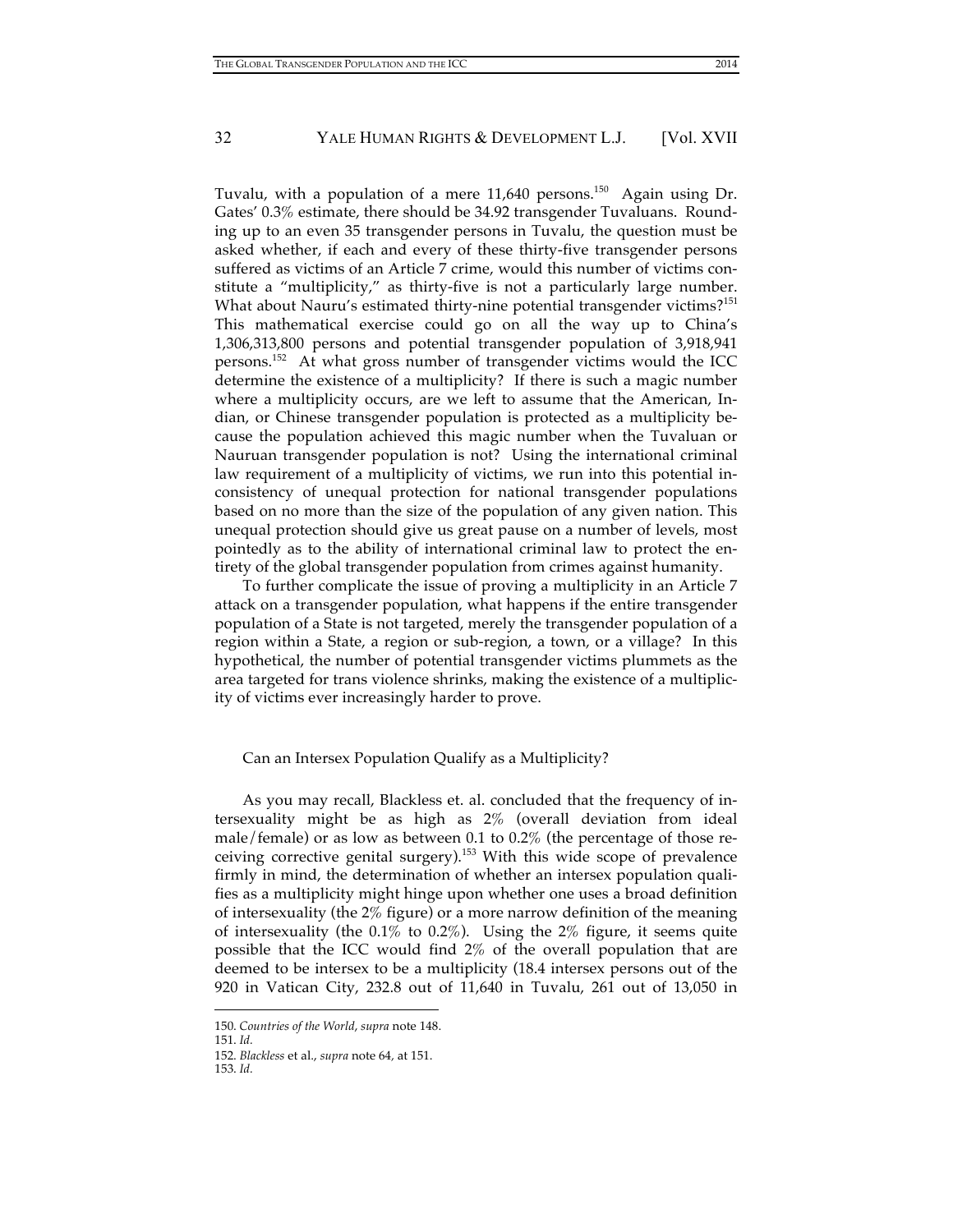Tuvalu, with a population of a mere 11,640 persons.[150] Again using Dr. Gates' 0.3% estimate, there should be 34.92 transgender Tuvaluans. Rounding up to an even 35 transgender persons in Tuvalu, the question must be asked whether, if each and every of these thirty-five transgender persons suffered as victims of an Article 7 crime, would this number of victims constitute a "multiplicity," as thirty-five is not a particularly large number. What about Nauru's estimated thirty-nine potential transgender victims?[151] This mathematical exercise could go on all the way up to China's 1,306,313,800 persons and potential transgender population of 3,918,941 persons.[152] At what gross number of transgender victims would the ICC determine the existence of a multiplicity? If there is such a magic number where a multiplicity occurs, are we left to assume that the American, Indian, or Chinese transgender population is protected as a multiplicity because the population achieved this magic number when the Tuvaluan or Nauruan transgender population is not? Using the international criminal law requirement of a multiplicity of victims, we run into this potential inconsistency of unequal protection for national transgender populations based on no more than the size of the population of any given nation. This unequal protection should give us great pause on a number of levels, most pointedly as to the ability of international criminal law to protect the entirety of the global transgender population from crimes against humanity.

To further complicate the issue of proving a multiplicity in an Article 7 attack on a transgender population, what happens if the entire transgender population of a State is not targeted, merely the transgender population of a region within a State, a region or sub-region, a town, or a village? In this hypothetical, the number of potential transgender victims plummets as the area targeted for trans violence shrinks, making the existence of a multiplicity of victims ever increasingly harder to prove.

### Can an Intersex Population Qualify as a Multiplicity?

As you may recall, Blackless et. al. concluded that the frequency of intersexuality might be as high as 2% (overall deviation from ideal male/female) or as low as between 0.1 to 0.2% (the percentage of those receiving corrective genital surgery).[153] With this wide scope of prevalence firmly in mind, the determination of whether an intersex population qualifies as a multiplicity might hinge upon whether one uses a broad definition of intersexuality (the 2% figure) or a more narrow definition of the meaning of intersexuality (the 0.1% to 0.2%). Using the 2% figure, it seems quite possible that the ICC would find 2% of the overall population that are deemed to be intersex to be a multiplicity (18.4 intersex persons out of the 920 in Vatican City, 232.8 out of 11,640 in Tuvalu, 261 out of 13,050 in

---

150. *Countries of the World*, *supra* note 148.

151. *Id.*

152. *Blackless* et al., *supra* note 64, at 151.

153. *Id.*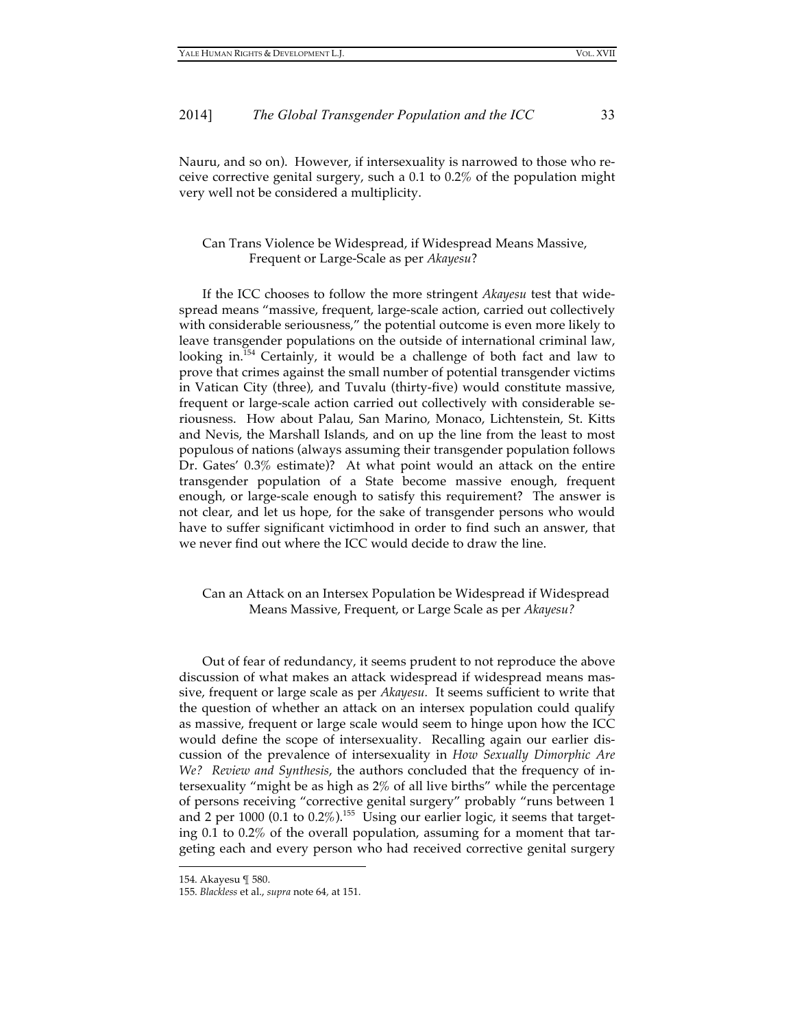Nauru, and so on). However, if intersexuality is narrowed to those who receive corrective genital surgery, such a 0.1 to 0.2% of the population might very well not be considered a multiplicity.

### Can Trans Violence be Widespread, if Widespread Means Massive, Frequent or Large-Scale as per *Akayesu*?

If the ICC chooses to follow the more stringent *Akayesu* test that widespread means "massive, frequent, large-scale action, carried out collectively with considerable seriousness," the potential outcome is even more likely to leave transgender populations on the outside of international criminal law, looking in.[154] Certainly, it would be a challenge of both fact and law to prove that crimes against the small number of potential transgender victims in Vatican City (three), and Tuvalu (thirty-five) would constitute massive, frequent or large-scale action carried out collectively with considerable seriousness. How about Palau, San Marino, Monaco, Lichtenstein, St. Kitts and Nevis, the Marshall Islands, and on up the line from the least to most populous of nations (always assuming their transgender population follows Dr. Gates' 0.3% estimate)? At what point would an attack on the entire transgender population of a State become massive enough, frequent enough, or large-scale enough to satisfy this requirement? The answer is not clear, and let us hope, for the sake of transgender persons who would have to suffer significant victimhood in order to find such an answer, that we never find out where the ICC would decide to draw the line.

### Can an Attack on an Intersex Population be Widespread if Widespread Means Massive, Frequent, or Large Scale as per *Akayesu?*

Out of fear of redundancy, it seems prudent to not reproduce the above discussion of what makes an attack widespread if widespread means massive, frequent or large scale as per *Akayesu*. It seems sufficient to write that the question of whether an attack on an intersex population could qualify as massive, frequent or large scale would seem to hinge upon how the ICC would define the scope of intersexuality. Recalling again our earlier discussion of the prevalence of intersexuality in *How Sexually Dimorphic Are We? Review and Synthesis*, the authors concluded that the frequency of intersexuality "might be as high as 2% of all live births" while the percentage of persons receiving "corrective genital surgery" probably "runs between 1 and 2 per 1000 (0.1 to 0.2%).[155] Using our earlier logic, it seems that targeting 0.1 to 0.2% of the overall population, assuming for a moment that targeting each and every person who had received corrective genital surgery

---

154. Akayesu ¶ 580.

155. *Blackless* et al., *supra* note 64, at 151.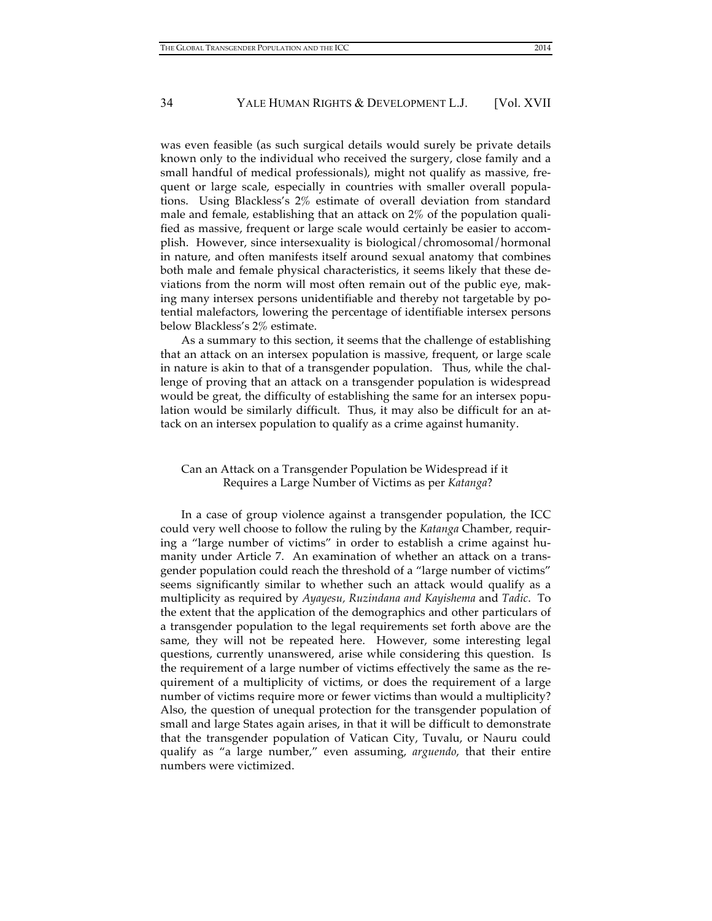was even feasible (as such surgical details would surely be private details known only to the individual who received the surgery, close family and a small handful of medical professionals), might not qualify as massive, frequent or large scale, especially in countries with smaller overall populations. Using Blackless's 2% estimate of overall deviation from standard male and female, establishing that an attack on 2% of the population qualified as massive, frequent or large scale would certainly be easier to accomplish. However, since intersexuality is biological/chromosomal/hormonal in nature, and often manifests itself around sexual anatomy that combines both male and female physical characteristics, it seems likely that these deviations from the norm will most often remain out of the public eye, making many intersex persons unidentifiable and thereby not targetable by potential malefactors, lowering the percentage of identifiable intersex persons below Blackless's 2% estimate.

As a summary to this section, it seems that the challenge of establishing that an attack on an intersex population is massive, frequent, or large scale in nature is akin to that of a transgender population. Thus, while the challenge of proving that an attack on a transgender population is widespread would be great, the difficulty of establishing the same for an intersex population would be similarly difficult. Thus, it may also be difficult for an attack on an intersex population to qualify as a crime against humanity.

### Can an Attack on a Transgender Population be Widespread if it Requires a Large Number of Victims as per *Katanga*?

In a case of group violence against a transgender population, the ICC could very well choose to follow the ruling by the *Katanga* Chamber, requiring a "large number of victims" in order to establish a crime against humanity under Article 7. An examination of whether an attack on a transgender population could reach the threshold of a "large number of victims" seems significantly similar to whether such an attack would qualify as a multiplicity as required by *Ayayesu, Ruzindana and Kayishema* and *Tadic*. To the extent that the application of the demographics and other particulars of a transgender population to the legal requirements set forth above are the same, they will not be repeated here. However, some interesting legal questions, currently unanswered, arise while considering this question. Is the requirement of a large number of victims effectively the same as the requirement of a multiplicity of victims, or does the requirement of a large number of victims require more or fewer victims than would a multiplicity? Also, the question of unequal protection for the transgender population of small and large States again arises, in that it will be difficult to demonstrate that the transgender population of Vatican City, Tuvalu, or Nauru could qualify as "a large number," even assuming, *arguendo*, that their entire numbers were victimized.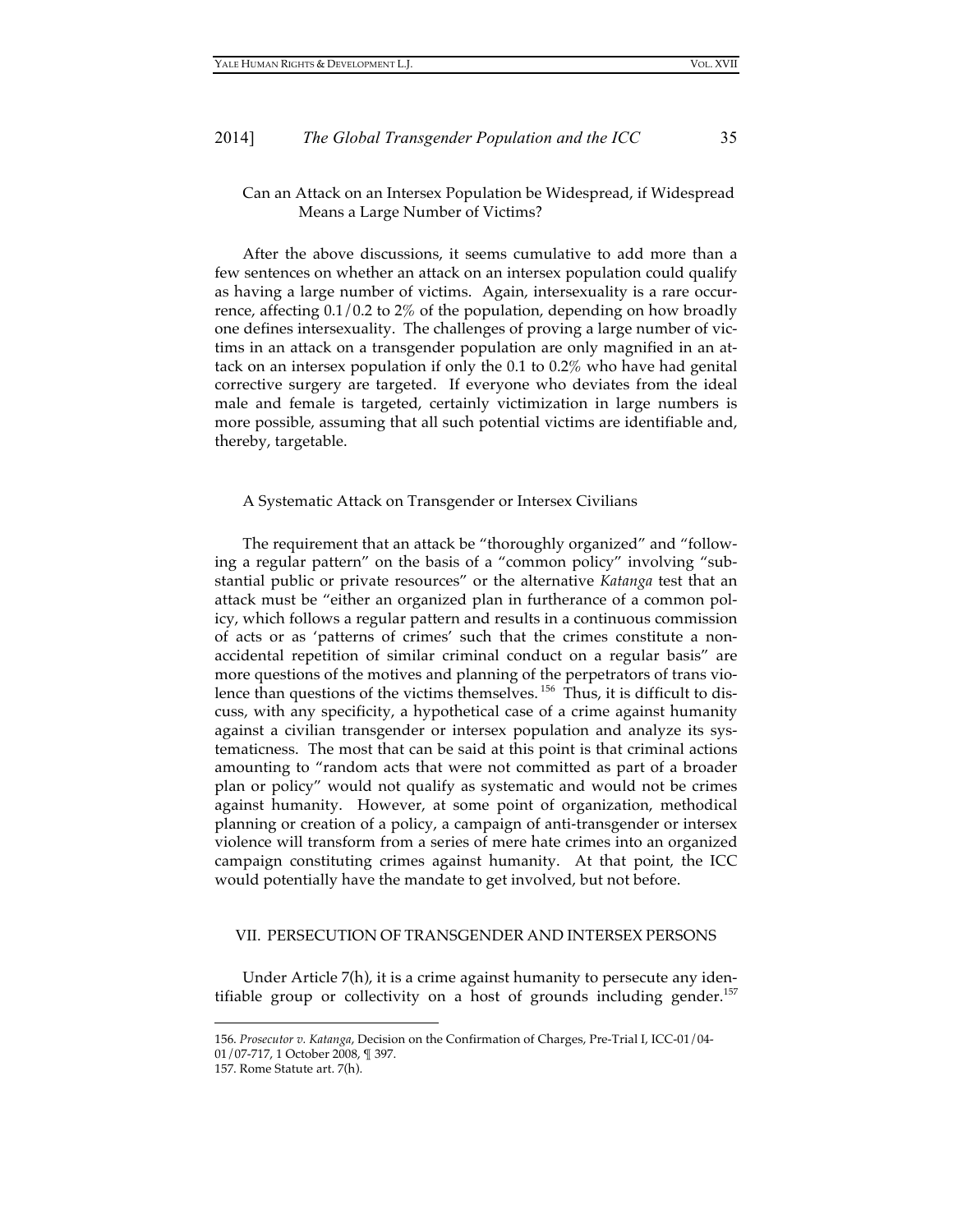### Can an Attack on an Intersex Population be Widespread, if Widespread Means a Large Number of Victims?

After the above discussions, it seems cumulative to add more than a few sentences on whether an attack on an intersex population could qualify as having a large number of victims. Again, intersexuality is a rare occurrence, affecting 0.1/0.2 to 2% of the population, depending on how broadly one defines intersexuality. The challenges of proving a large number of victims in an attack on a transgender population are only magnified in an attack on an intersex population if only the 0.1 to 0.2% who have had genital corrective surgery are targeted. If everyone who deviates from the ideal male and female is targeted, certainly victimization in large numbers is more possible, assuming that all such potential victims are identifiable and, thereby, targetable.

### A Systematic Attack on Transgender or Intersex Civilians

The requirement that an attack be "thoroughly organized" and "following a regular pattern" on the basis of a "common policy" involving "substantial public or private resources" or the alternative *Katanga* test that an attack must be "either an organized plan in furtherance of a common policy, which follows a regular pattern and results in a continuous commission of acts or as 'patterns of crimes' such that the crimes constitute a non-accidental repetition of similar criminal conduct on a regular basis" are more questions of the motives and planning of the perpetrators of trans violence than questions of the victims themselves.[156] Thus, it is difficult to discuss, with any specificity, a hypothetical case of a crime against humanity against a civilian transgender or intersex population and analyze its systematicness. The most that can be said at this point is that criminal actions amounting to "random acts that were not committed as part of a broader plan or policy" would not qualify as systematic and would not be crimes against humanity. However, at some point of organization, methodical planning or creation of a policy, a campaign of anti-transgender or intersex violence will transform from a series of mere hate crimes into an organized campaign constituting crimes against humanity. At that point, the ICC would potentially have the mandate to get involved, but not before.

## VII. PERSECUTION OF TRANSGENDER AND INTERSEX PERSONS

Under Article 7(h), it is a crime against humanity to persecute any identifiable group or collectivity on a host of grounds including gender.[157]

---

156. *Prosecutor v. Katanga*, Decision on the Confirmation of Charges, Pre-Trial I, ICC-01/04-01/07-717, 1 October 2008, ¶ 397.

157. Rome Statute art. 7(h).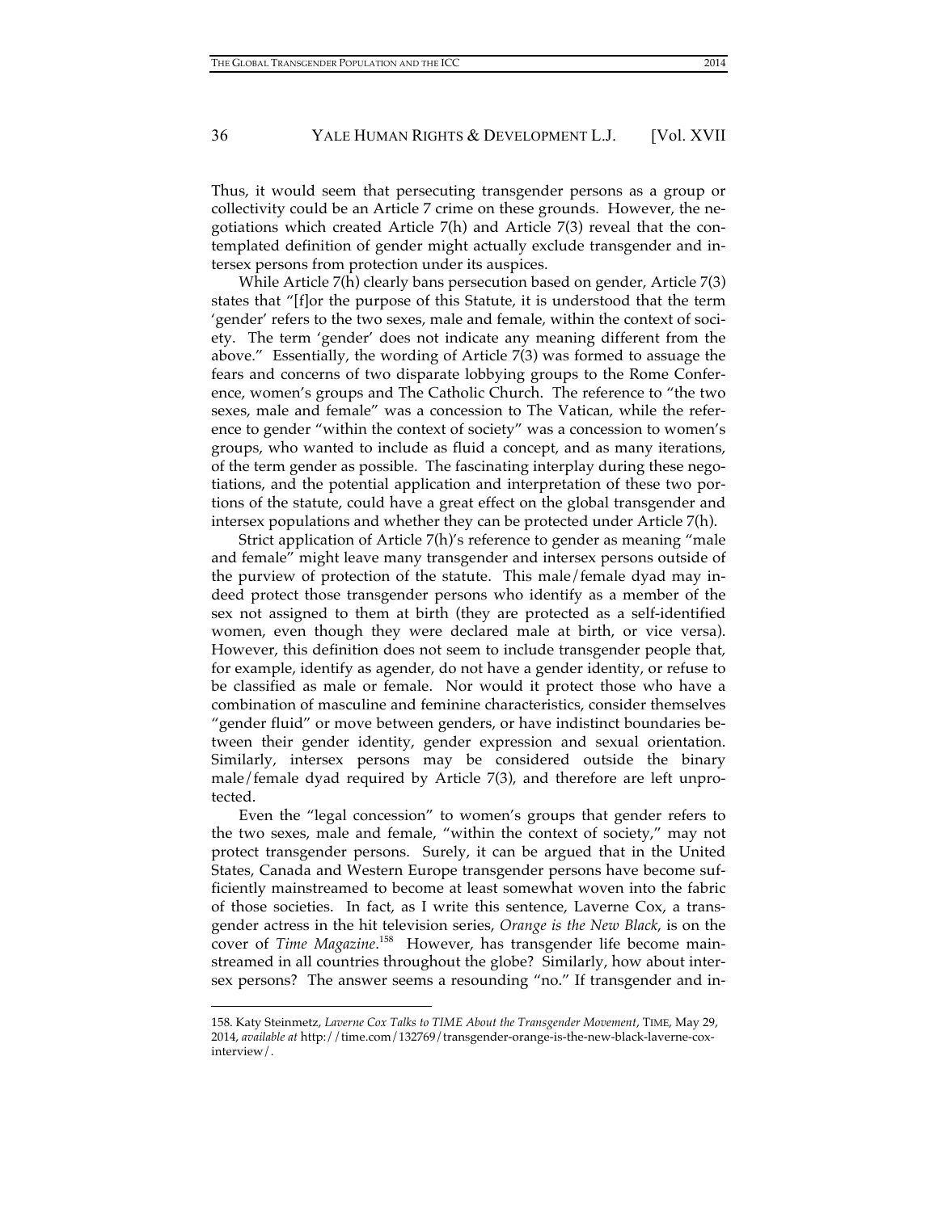Thus, it would seem that persecuting transgender persons as a group or collectivity could be an Article 7 crime on these grounds. However, the negotiations which created Article 7(h) and Article 7(3) reveal that the contemplated definition of gender might actually exclude transgender and intersex persons from protection under its auspices.

While Article 7(h) clearly bans persecution based on gender, Article 7(3) states that "[f]or the purpose of this Statute, it is understood that the term 'gender' refers to the two sexes, male and female, within the context of society. The term 'gender' does not indicate any meaning different from the above." Essentially, the wording of Article 7(3) was formed to assuage the fears and concerns of two disparate lobbying groups to the Rome Conference, women's groups and The Catholic Church. The reference to "the two sexes, male and female" was a concession to The Vatican, while the reference to gender "within the context of society" was a concession to women's groups, who wanted to include as fluid a concept, and as many iterations, of the term gender as possible. The fascinating interplay during these negotiations, and the potential application and interpretation of these two portions of the statute, could have a great effect on the global transgender and intersex populations and whether they can be protected under Article 7(h).

Strict application of Article 7(h)'s reference to gender as meaning "male and female" might leave many transgender and intersex persons outside of the purview of protection of the statute. This male/female dyad may indeed protect those transgender persons who identify as a member of the sex not assigned to them at birth (they are protected as a self-identified women, even though they were declared male at birth, or vice versa). However, this definition does not seem to include transgender people that, for example, identify as agender, do not have a gender identity, or refuse to be classified as male or female. Nor would it protect those who have a combination of masculine and feminine characteristics, consider themselves "gender fluid" or move between genders, or have indistinct boundaries between their gender identity, gender expression and sexual orientation. Similarly, intersex persons may be considered outside the binary male/female dyad required by Article 7(3), and therefore are left unprotected.

Even the "legal concession" to women's groups that gender refers to the two sexes, male and female, "within the context of society," may not protect transgender persons. Surely, it can be argued that in the United States, Canada and Western Europe transgender persons have become sufficiently mainstreamed to become at least somewhat woven into the fabric of those societies. In fact, as I write this sentence, Laverne Cox, a transgender actress in the hit television series, *Orange is the New Black*, is on the cover of *Time Magazine*.[158] However, has transgender life become mainstreamed in all countries throughout the globe? Similarly, how about intersex persons? The answer seems a resounding "no." If transgender and in-

158. Katy Steinmetz, *Laverne Cox Talks to TIME About the Transgender Movement*, TIME, May 29, 2014, *available at* http://time.com/132769/transgender-orange-is-the-new-black-laverne-cox-interview/.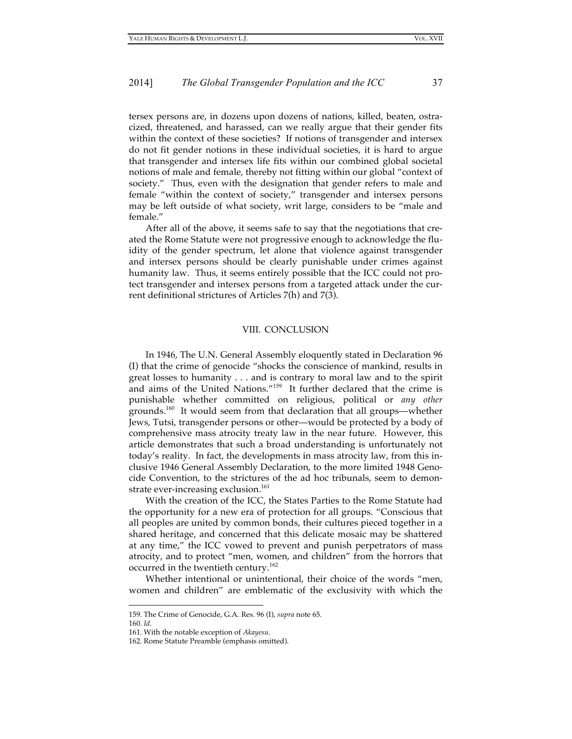tersex persons are, in dozens upon dozens of nations, killed, beaten, ostracized, threatened, and harassed, can we really argue that their gender fits within the context of these societies? If notions of transgender and intersex do not fit gender notions in these individual societies, it is hard to argue that transgender and intersex life fits within our combined global societal notions of male and female, thereby not fitting within our global "context of society." Thus, even with the designation that gender refers to male and female "within the context of society," transgender and intersex persons may be left outside of what society, writ large, considers to be "male and female."

After all of the above, it seems safe to say that the negotiations that created the Rome Statute were not progressive enough to acknowledge the fluidity of the gender spectrum, let alone that violence against transgender and intersex persons should be clearly punishable under crimes against humanity law. Thus, it seems entirely possible that the ICC could not protect transgender and intersex persons from a targeted attack under the current definitional strictures of Articles 7(h) and 7(3).

## VIII. CONCLUSION

In 1946, The U.N. General Assembly eloquently stated in Declaration 96 (I) that the crime of genocide "shocks the conscience of mankind, results in great losses to humanity . . . and is contrary to moral law and to the spirit and aims of the United Nations."[159] It further declared that the crime is punishable whether committed on religious, political or *any other* grounds.[160] It would seem from that declaration that all groups—whether Jews, Tutsi, transgender persons or other—would be protected by a body of comprehensive mass atrocity treaty law in the near future. However, this article demonstrates that such a broad understanding is unfortunately not today's reality. In fact, the developments in mass atrocity law, from this inclusive 1946 General Assembly Declaration, to the more limited 1948 Genocide Convention, to the strictures of the ad hoc tribunals, seem to demonstrate ever-increasing exclusion.[161]

With the creation of the ICC, the States Parties to the Rome Statute had the opportunity for a new era of protection for all groups. "Conscious that all peoples are united by common bonds, their cultures pieced together in a shared heritage, and concerned that this delicate mosaic may be shattered at any time," the ICC vowed to prevent and punish perpetrators of mass atrocity, and to protect "men, women, and children" from the horrors that occurred in the twentieth century.[162]

Whether intentional or unintentional, their choice of the words "men, women and children" are emblematic of the exclusivity with which the

---

159. The Crime of Genocide, G.A. Res. 96 (I), *supra* note 65.

160. *Id.*

161. With the notable exception of *Akayesu*.

162. Rome Statute Preamble (emphasis omitted).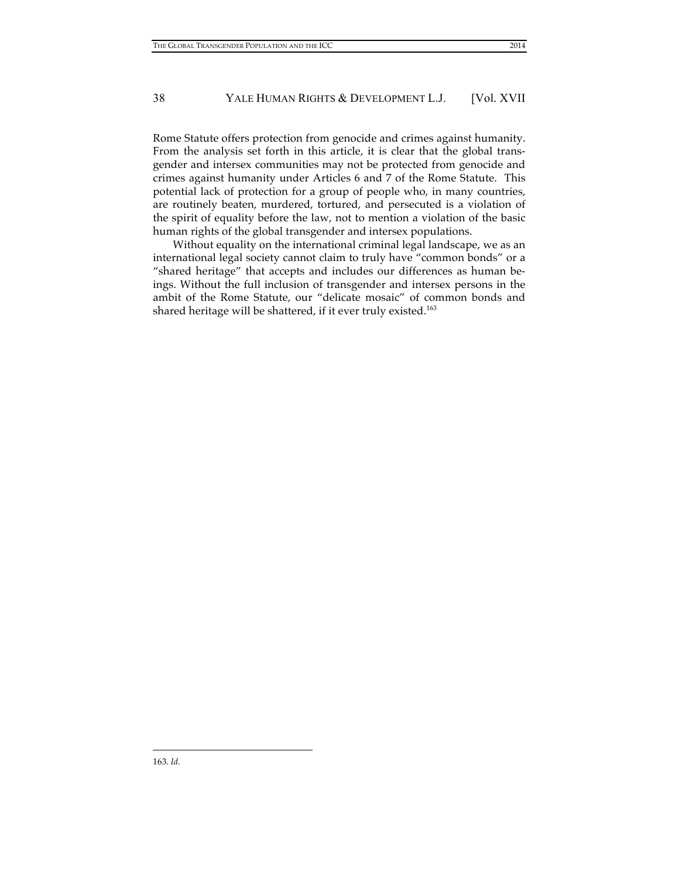Rome Statute offers protection from genocide and crimes against humanity. From the analysis set forth in this article, it is clear that the global transgender and intersex communities may not be protected from genocide and crimes against humanity under Articles 6 and 7 of the Rome Statute. This potential lack of protection for a group of people who, in many countries, are routinely beaten, murdered, tortured, and persecuted is a violation of the spirit of equality before the law, not to mention a violation of the basic human rights of the global transgender and intersex populations.

Without equality on the international criminal legal landscape, we as an international legal society cannot claim to truly have "common bonds" or a "shared heritage" that accepts and includes our differences as human beings. Without the full inclusion of transgender and intersex persons in the ambit of the Rome Statute, our "delicate mosaic" of common bonds and shared heritage will be shattered, if it ever truly existed.[163]

---

163. *Id.*